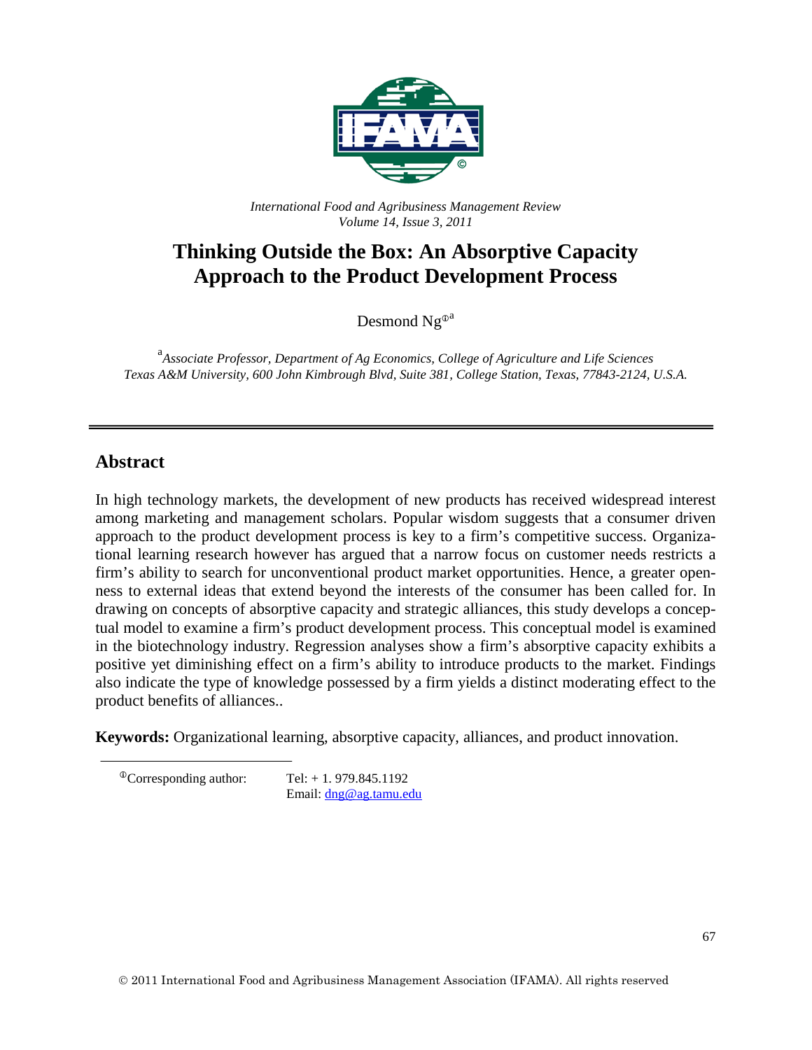*International Food and Agribusiness Management Review*
*Volume 14, Issue 3, 2011*

# Thinking Outside the Box: An Absorptive Capacity Approach to the Product Development Process

Desmond Ng[a]

[a]*Associate Professor, Department of Ag Economics, College of Agriculture and Life Sciences Texas A&M University, 600 John Kimbrough Blvd, Suite 381, College Station, Texas, 77843-2124, U.S.A.*

---

## Abstract

In high technology markets, the development of new products has received widespread interest among marketing and management scholars. Popular wisdom suggests that a consumer driven approach to the product development process is key to a firm's competitive success. Organizational learning research however has argued that a narrow focus on customer needs restricts a firm's ability to search for unconventional product market opportunities. Hence, a greater openness to external ideas that extend beyond the interests of the consumer has been called for. In drawing on concepts of absorptive capacity and strategic alliances, this study develops a conceptual model to examine a firm's product development process. This conceptual model is examined in the biotechnology industry. Regression analyses show a firm's absorptive capacity exhibits a positive yet diminishing effect on a firm's ability to introduce products to the market. Findings also indicate the type of knowledge possessed by a firm yields a distinct moderating effect to the product benefits of alliances..

**Keywords:** Organizational learning, absorptive capacity, alliances, and product innovation.

---

Corresponding author: Tel: + 1. 979.845.1192
Email: dng@ag.tamu.edu

© 2011 International Food and Agribusiness Management Association (IFAMA). All rights reserved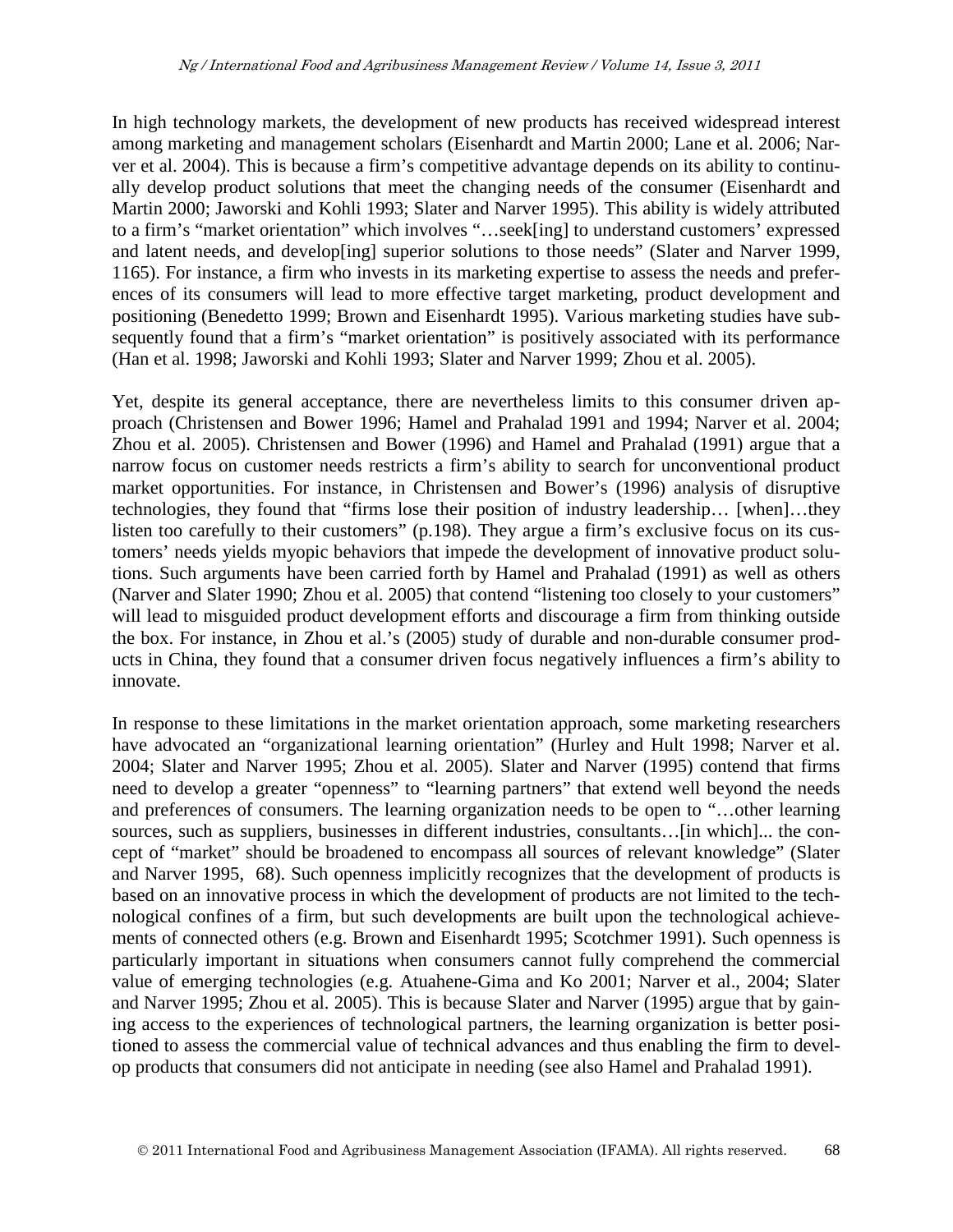In high technology markets, the development of new products has received widespread interest among marketing and management scholars (Eisenhardt and Martin 2000; Lane et al. 2006; Narver et al. 2004). This is because a firm's competitive advantage depends on its ability to continually develop product solutions that meet the changing needs of the consumer (Eisenhardt and Martin 2000; Jaworski and Kohli 1993; Slater and Narver 1995). This ability is widely attributed to a firm's "market orientation" which involves "…seek[ing] to understand customers' expressed and latent needs, and develop[ing] superior solutions to those needs" (Slater and Narver 1999, 1165). For instance, a firm who invests in its marketing expertise to assess the needs and preferences of its consumers will lead to more effective target marketing, product development and positioning (Benedetto 1999; Brown and Eisenhardt 1995). Various marketing studies have subsequently found that a firm's "market orientation" is positively associated with its performance (Han et al. 1998; Jaworski and Kohli 1993; Slater and Narver 1999; Zhou et al. 2005).

Yet, despite its general acceptance, there are nevertheless limits to this consumer driven approach (Christensen and Bower 1996; Hamel and Prahalad 1991 and 1994; Narver et al. 2004; Zhou et al. 2005). Christensen and Bower (1996) and Hamel and Prahalad (1991) argue that a narrow focus on customer needs restricts a firm's ability to search for unconventional product market opportunities. For instance, in Christensen and Bower's (1996) analysis of disruptive technologies, they found that "firms lose their position of industry leadership… [when]…they listen too carefully to their customers" (p.198). They argue a firm's exclusive focus on its customers' needs yields myopic behaviors that impede the development of innovative product solutions. Such arguments have been carried forth by Hamel and Prahalad (1991) as well as others (Narver and Slater 1990; Zhou et al. 2005) that contend "listening too closely to your customers" will lead to misguided product development efforts and discourage a firm from thinking outside the box. For instance, in Zhou et al.'s (2005) study of durable and non-durable consumer products in China, they found that a consumer driven focus negatively influences a firm's ability to innovate.

In response to these limitations in the market orientation approach, some marketing researchers have advocated an "organizational learning orientation" (Hurley and Hult 1998; Narver et al. 2004; Slater and Narver 1995; Zhou et al. 2005). Slater and Narver (1995) contend that firms need to develop a greater "openness" to "learning partners" that extend well beyond the needs and preferences of consumers. The learning organization needs to be open to "…other learning sources, such as suppliers, businesses in different industries, consultants…[in which]... the concept of "market" should be broadened to encompass all sources of relevant knowledge" (Slater and Narver 1995, 68). Such openness implicitly recognizes that the development of products is based on an innovative process in which the development of products are not limited to the technological confines of a firm, but such developments are built upon the technological achievements of connected others (e.g. Brown and Eisenhardt 1995; Scotchmer 1991). Such openness is particularly important in situations when consumers cannot fully comprehend the commercial value of emerging technologies (e.g. Atuahene-Gima and Ko 2001; Narver et al., 2004; Slater and Narver 1995; Zhou et al. 2005). This is because Slater and Narver (1995) argue that by gaining access to the experiences of technological partners, the learning organization is better positioned to assess the commercial value of technical advances and thus enabling the firm to develop products that consumers did not anticipate in needing (see also Hamel and Prahalad 1991).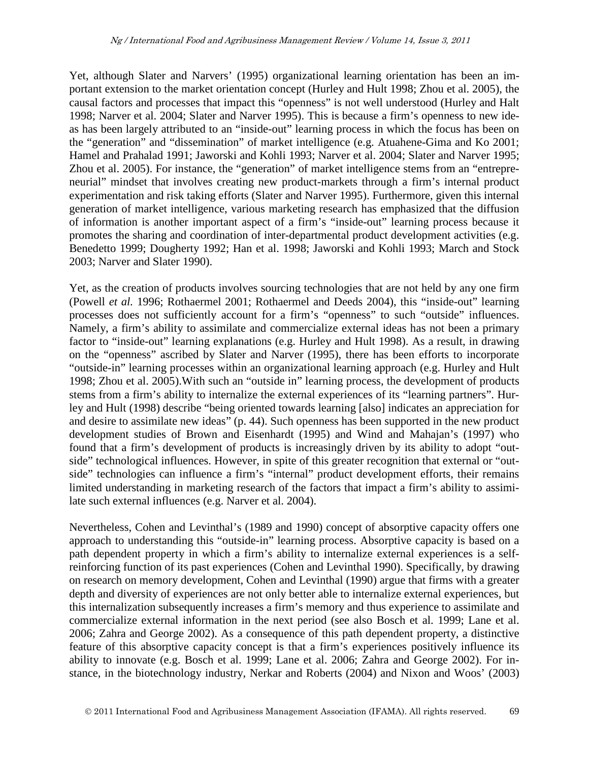Yet, although Slater and Narvers' (1995) organizational learning orientation has been an important extension to the market orientation concept (Hurley and Hult 1998; Zhou et al. 2005), the causal factors and processes that impact this "openness" is not well understood (Hurley and Halt 1998; Narver et al. 2004; Slater and Narver 1995). This is because a firm's openness to new ideas has been largely attributed to an "inside-out" learning process in which the focus has been on the "generation" and "dissemination" of market intelligence (e.g. Atuahene-Gima and Ko 2001; Hamel and Prahalad 1991; Jaworski and Kohli 1993; Narver et al. 2004; Slater and Narver 1995; Zhou et al. 2005). For instance, the "generation" of market intelligence stems from an "entrepreneurial" mindset that involves creating new product-markets through a firm's internal product experimentation and risk taking efforts (Slater and Narver 1995). Furthermore, given this internal generation of market intelligence, various marketing research has emphasized that the diffusion of information is another important aspect of a firm's "inside-out" learning process because it promotes the sharing and coordination of inter-departmental product development activities (e.g. Benedetto 1999; Dougherty 1992; Han et al. 1998; Jaworski and Kohli 1993; March and Stock 2003; Narver and Slater 1990).

Yet, as the creation of products involves sourcing technologies that are not held by any one firm (Powell *et al.* 1996; Rothaermel 2001; Rothaermel and Deeds 2004), this "inside-out" learning processes does not sufficiently account for a firm's "openness" to such "outside" influences. Namely, a firm's ability to assimilate and commercialize external ideas has not been a primary factor to "inside-out" learning explanations (e.g. Hurley and Hult 1998). As a result, in drawing on the "openness" ascribed by Slater and Narver (1995), there has been efforts to incorporate "outside-in" learning processes within an organizational learning approach (e.g. Hurley and Hult 1998; Zhou et al. 2005).With such an "outside in" learning process, the development of products stems from a firm's ability to internalize the external experiences of its "learning partners". Hurley and Hult (1998) describe "being oriented towards learning [also] indicates an appreciation for and desire to assimilate new ideas" (p. 44). Such openness has been supported in the new product development studies of Brown and Eisenhardt (1995) and Wind and Mahajan's (1997) who found that a firm's development of products is increasingly driven by its ability to adopt "outside" technological influences. However, in spite of this greater recognition that external or "outside" technologies can influence a firm's "internal" product development efforts, their remains limited understanding in marketing research of the factors that impact a firm's ability to assimilate such external influences (e.g. Narver et al. 2004).

Nevertheless, Cohen and Levinthal's (1989 and 1990) concept of absorptive capacity offers one approach to understanding this "outside-in" learning process. Absorptive capacity is based on a path dependent property in which a firm's ability to internalize external experiences is a self-reinforcing function of its past experiences (Cohen and Levinthal 1990). Specifically, by drawing on research on memory development, Cohen and Levinthal (1990) argue that firms with a greater depth and diversity of experiences are not only better able to internalize external experiences, but this internalization subsequently increases a firm's memory and thus experience to assimilate and commercialize external information in the next period (see also Bosch et al. 1999; Lane et al. 2006; Zahra and George 2002). As a consequence of this path dependent property, a distinctive feature of this absorptive capacity concept is that a firm's experiences positively influence its ability to innovate (e.g. Bosch et al. 1999; Lane et al. 2006; Zahra and George 2002). For instance, in the biotechnology industry, Nerkar and Roberts (2004) and Nixon and Woos' (2003)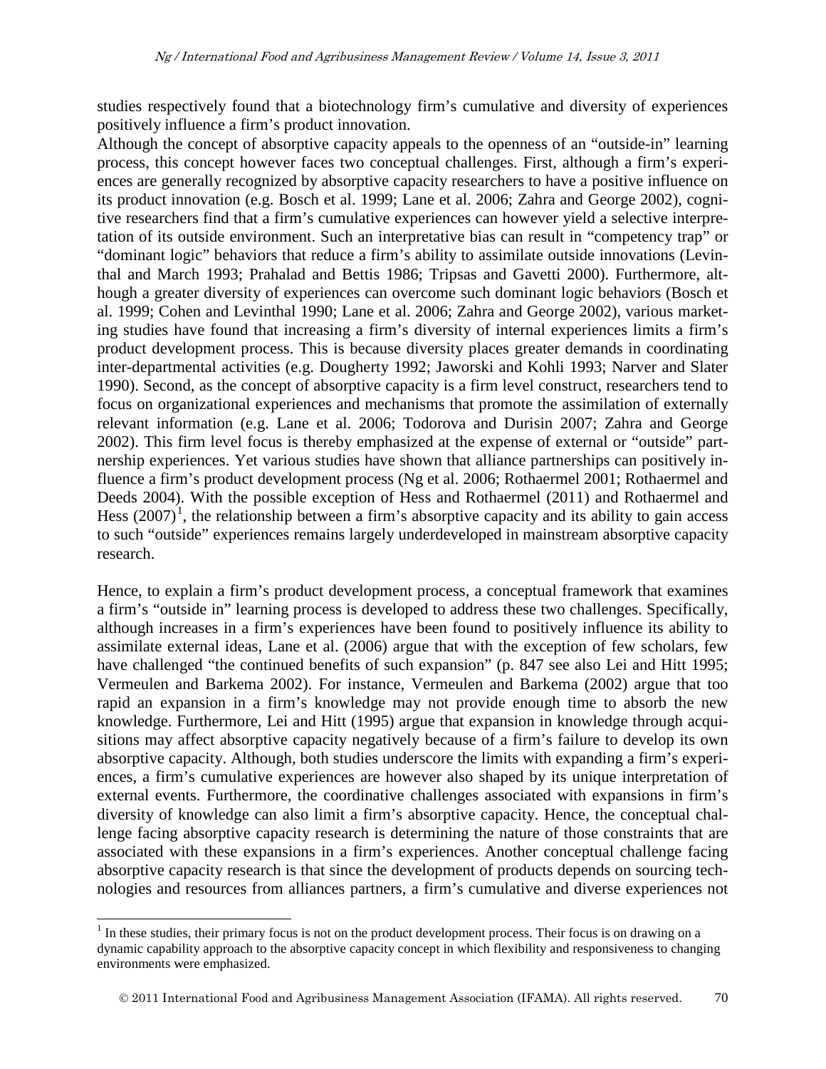studies respectively found that a biotechnology firm's cumulative and diversity of experiences positively influence a firm's product innovation.

Although the concept of absorptive capacity appeals to the openness of an "outside-in" learning process, this concept however faces two conceptual challenges. First, although a firm's experiences are generally recognized by absorptive capacity researchers to have a positive influence on its product innovation (e.g. Bosch et al. 1999; Lane et al. 2006; Zahra and George 2002), cognitive researchers find that a firm's cumulative experiences can however yield a selective interpretation of its outside environment. Such an interpretative bias can result in "competency trap" or "dominant logic" behaviors that reduce a firm's ability to assimilate outside innovations (Levinthal and March 1993; Prahalad and Bettis 1986; Tripsas and Gavetti 2000). Furthermore, although a greater diversity of experiences can overcome such dominant logic behaviors (Bosch et al. 1999; Cohen and Levinthal 1990; Lane et al. 2006; Zahra and George 2002), various marketing studies have found that increasing a firm's diversity of internal experiences limits a firm's product development process. This is because diversity places greater demands in coordinating inter-departmental activities (e.g. Dougherty 1992; Jaworski and Kohli 1993; Narver and Slater 1990). Second, as the concept of absorptive capacity is a firm level construct, researchers tend to focus on organizational experiences and mechanisms that promote the assimilation of externally relevant information (e.g. Lane et al. 2006; Todorova and Durisin 2007; Zahra and George 2002). This firm level focus is thereby emphasized at the expense of external or "outside" partnership experiences. Yet various studies have shown that alliance partnerships can positively influence a firm's product development process (Ng et al. 2006; Rothaermel 2001; Rothaermel and Deeds 2004). With the possible exception of Hess and Rothaermel (2011) and Rothaermel and Hess (2007)[1], the relationship between a firm's absorptive capacity and its ability to gain access to such "outside" experiences remains largely underdeveloped in mainstream absorptive capacity research.

Hence, to explain a firm's product development process, a conceptual framework that examines a firm's "outside in" learning process is developed to address these two challenges. Specifically, although increases in a firm's experiences have been found to positively influence its ability to assimilate external ideas, Lane et al. (2006) argue that with the exception of few scholars, few have challenged "the continued benefits of such expansion" (p. 847 see also Lei and Hitt 1995; Vermeulen and Barkema 2002). For instance, Vermeulen and Barkema (2002) argue that too rapid an expansion in a firm's knowledge may not provide enough time to absorb the new knowledge. Furthermore, Lei and Hitt (1995) argue that expansion in knowledge through acquisitions may affect absorptive capacity negatively because of a firm's failure to develop its own absorptive capacity. Although, both studies underscore the limits with expanding a firm's experiences, a firm's cumulative experiences are however also shaped by its unique interpretation of external events. Furthermore, the coordinative challenges associated with expansions in firm's diversity of knowledge can also limit a firm's absorptive capacity. Hence, the conceptual challenge facing absorptive capacity research is determining the nature of those constraints that are associated with these expansions in a firm's experiences. Another conceptual challenge facing absorptive capacity research is that since the development of products depends on sourcing technologies and resources from alliances partners, a firm's cumulative and diverse experiences not

[1] In these studies, their primary focus is not on the product development process. Their focus is on drawing on a dynamic capability approach to the absorptive capacity concept in which flexibility and responsiveness to changing environments were emphasized.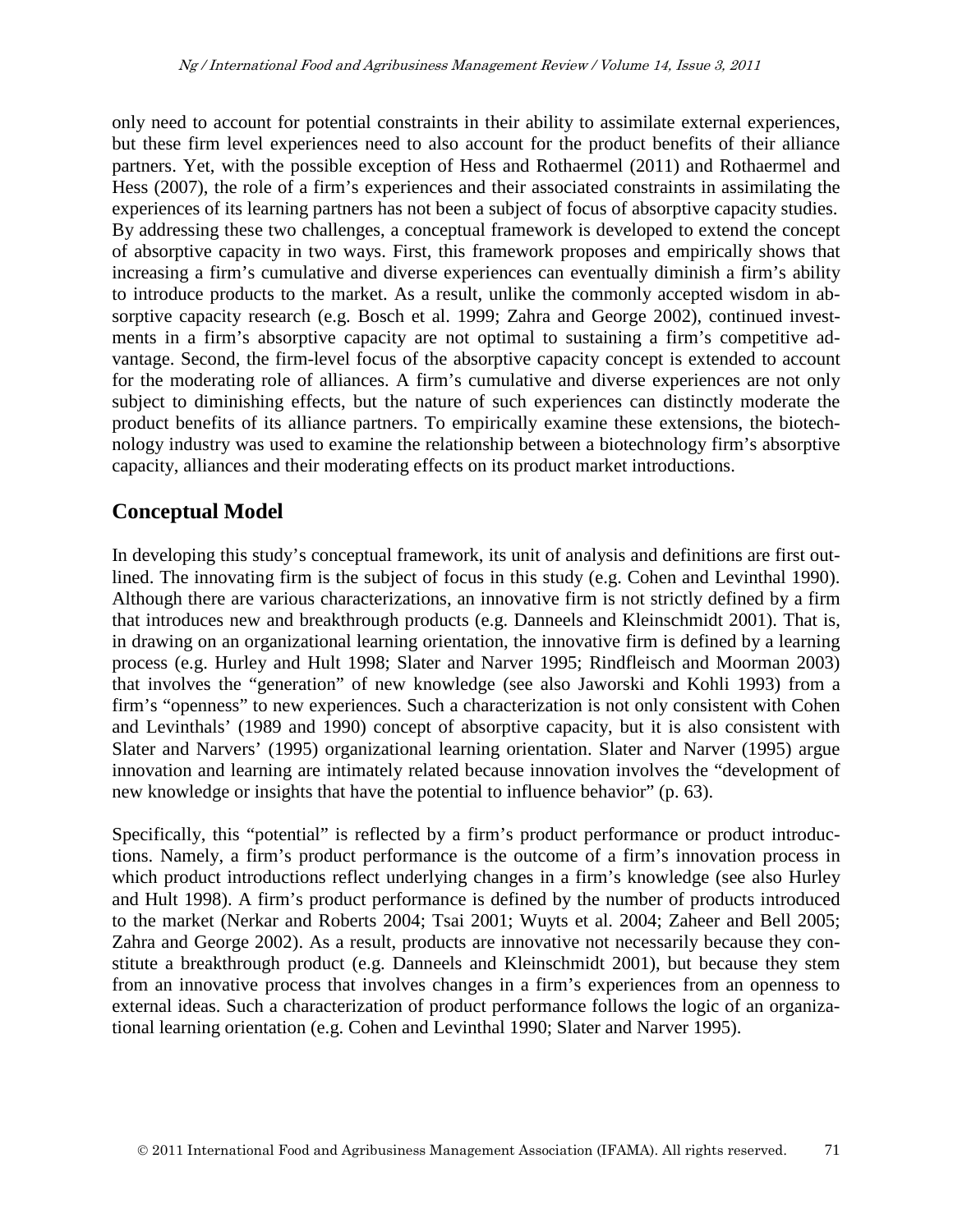only need to account for potential constraints in their ability to assimilate external experiences, but these firm level experiences need to also account for the product benefits of their alliance partners. Yet, with the possible exception of Hess and Rothaermel (2011) and Rothaermel and Hess (2007), the role of a firm's experiences and their associated constraints in assimilating the experiences of its learning partners has not been a subject of focus of absorptive capacity studies. By addressing these two challenges, a conceptual framework is developed to extend the concept of absorptive capacity in two ways. First, this framework proposes and empirically shows that increasing a firm's cumulative and diverse experiences can eventually diminish a firm's ability to introduce products to the market. As a result, unlike the commonly accepted wisdom in absorptive capacity research (e.g. Bosch et al. 1999; Zahra and George 2002), continued investments in a firm's absorptive capacity are not optimal to sustaining a firm's competitive advantage. Second, the firm-level focus of the absorptive capacity concept is extended to account for the moderating role of alliances. A firm's cumulative and diverse experiences are not only subject to diminishing effects, but the nature of such experiences can distinctly moderate the product benefits of its alliance partners. To empirically examine these extensions, the biotechnology industry was used to examine the relationship between a biotechnology firm's absorptive capacity, alliances and their moderating effects on its product market introductions.

## Conceptual Model

In developing this study's conceptual framework, its unit of analysis and definitions are first outlined. The innovating firm is the subject of focus in this study (e.g. Cohen and Levinthal 1990). Although there are various characterizations, an innovative firm is not strictly defined by a firm that introduces new and breakthrough products (e.g. Danneels and Kleinschmidt 2001). That is, in drawing on an organizational learning orientation, the innovative firm is defined by a learning process (e.g. Hurley and Hult 1998; Slater and Narver 1995; Rindfleisch and Moorman 2003) that involves the "generation" of new knowledge (see also Jaworski and Kohli 1993) from a firm's "openness" to new experiences. Such a characterization is not only consistent with Cohen and Levinthals' (1989 and 1990) concept of absorptive capacity, but it is also consistent with Slater and Narvers' (1995) organizational learning orientation. Slater and Narver (1995) argue innovation and learning are intimately related because innovation involves the "development of new knowledge or insights that have the potential to influence behavior" (p. 63).

Specifically, this "potential" is reflected by a firm's product performance or product introductions. Namely, a firm's product performance is the outcome of a firm's innovation process in which product introductions reflect underlying changes in a firm's knowledge (see also Hurley and Hult 1998). A firm's product performance is defined by the number of products introduced to the market (Nerkar and Roberts 2004; Tsai 2001; Wuyts et al. 2004; Zaheer and Bell 2005; Zahra and George 2002). As a result, products are innovative not necessarily because they constitute a breakthrough product (e.g. Danneels and Kleinschmidt 2001), but because they stem from an innovative process that involves changes in a firm's experiences from an openness to external ideas. Such a characterization of product performance follows the logic of an organizational learning orientation (e.g. Cohen and Levinthal 1990; Slater and Narver 1995).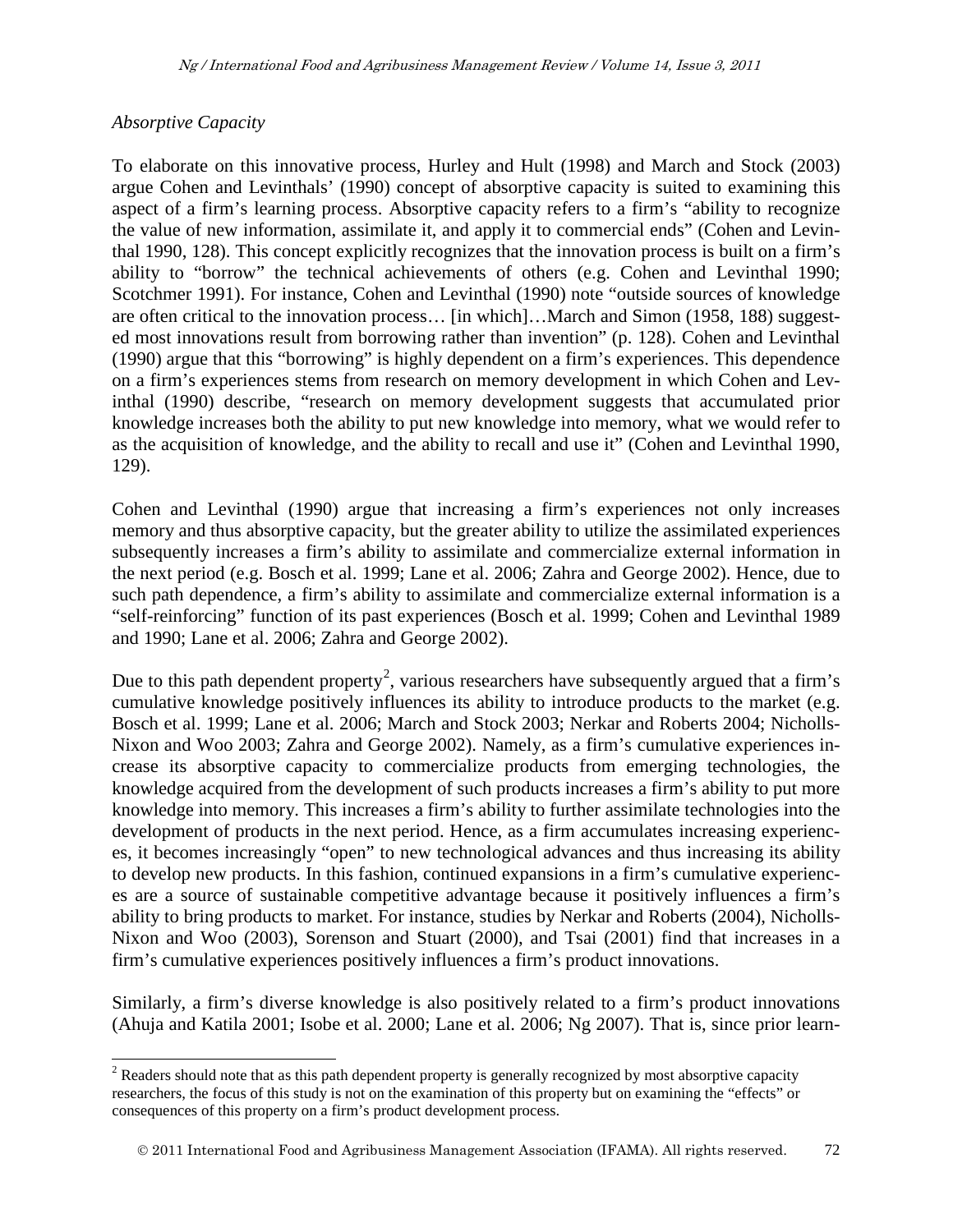*Absorptive Capacity*

To elaborate on this innovative process, Hurley and Hult (1998) and March and Stock (2003) argue Cohen and Levinthals' (1990) concept of absorptive capacity is suited to examining this aspect of a firm's learning process. Absorptive capacity refers to a firm's "ability to recognize the value of new information, assimilate it, and apply it to commercial ends" (Cohen and Levinthal 1990, 128). This concept explicitly recognizes that the innovation process is built on a firm's ability to "borrow" the technical achievements of others (e.g. Cohen and Levinthal 1990; Scotchmer 1991). For instance, Cohen and Levinthal (1990) note "outside sources of knowledge are often critical to the innovation process… [in which]…March and Simon (1958, 188) suggested most innovations result from borrowing rather than invention" (p. 128). Cohen and Levinthal (1990) argue that this "borrowing" is highly dependent on a firm's experiences. This dependence on a firm's experiences stems from research on memory development in which Cohen and Levinthal (1990) describe, "research on memory development suggests that accumulated prior knowledge increases both the ability to put new knowledge into memory, what we would refer to as the acquisition of knowledge, and the ability to recall and use it" (Cohen and Levinthal 1990, 129).

Cohen and Levinthal (1990) argue that increasing a firm's experiences not only increases memory and thus absorptive capacity, but the greater ability to utilize the assimilated experiences subsequently increases a firm's ability to assimilate and commercialize external information in the next period (e.g. Bosch et al. 1999; Lane et al. 2006; Zahra and George 2002). Hence, due to such path dependence, a firm's ability to assimilate and commercialize external information is a "self-reinforcing" function of its past experiences (Bosch et al. 1999; Cohen and Levinthal 1989 and 1990; Lane et al. 2006; Zahra and George 2002).

Due to this path dependent property[2], various researchers have subsequently argued that a firm's cumulative knowledge positively influences its ability to introduce products to the market (e.g. Bosch et al. 1999; Lane et al. 2006; March and Stock 2003; Nerkar and Roberts 2004; Nicholls-Nixon and Woo 2003; Zahra and George 2002). Namely, as a firm's cumulative experiences increase its absorptive capacity to commercialize products from emerging technologies, the knowledge acquired from the development of such products increases a firm's ability to put more knowledge into memory. This increases a firm's ability to further assimilate technologies into the development of products in the next period. Hence, as a firm accumulates increasing experiences, it becomes increasingly "open" to new technological advances and thus increasing its ability to develop new products. In this fashion, continued expansions in a firm's cumulative experiences are a source of sustainable competitive advantage because it positively influences a firm's ability to bring products to market. For instance, studies by Nerkar and Roberts (2004), Nicholls-Nixon and Woo (2003), Sorenson and Stuart (2000), and Tsai (2001) find that increases in a firm's cumulative experiences positively influences a firm's product innovations.

Similarly, a firm's diverse knowledge is also positively related to a firm's product innovations (Ahuja and Katila 2001; Isobe et al. 2000; Lane et al. 2006; Ng 2007). That is, since prior learn-

[2] Readers should note that as this path dependent property is generally recognized by most absorptive capacity researchers, the focus of this study is not on the examination of this property but on examining the "effects" or consequences of this property on a firm's product development process.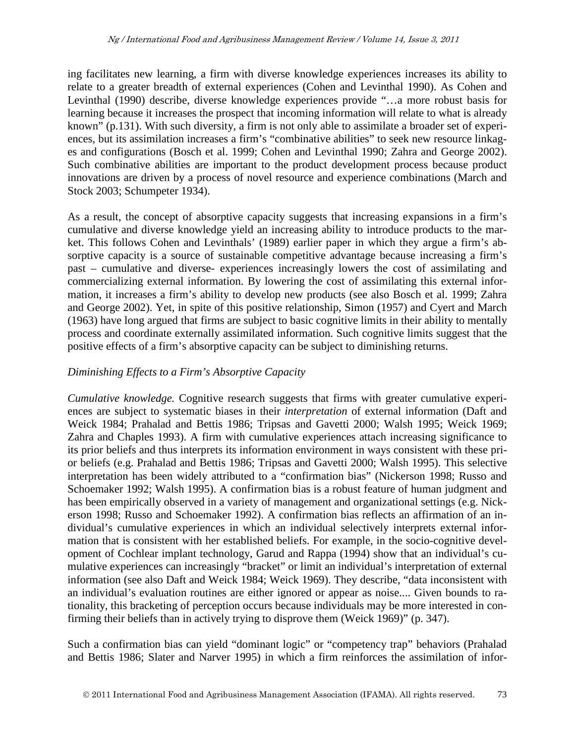ing facilitates new learning, a firm with diverse knowledge experiences increases its ability to relate to a greater breadth of external experiences (Cohen and Levinthal 1990). As Cohen and Levinthal (1990) describe, diverse knowledge experiences provide "…a more robust basis for learning because it increases the prospect that incoming information will relate to what is already known" (p.131). With such diversity, a firm is not only able to assimilate a broader set of experiences, but its assimilation increases a firm's "combinative abilities" to seek new resource linkages and configurations (Bosch et al. 1999; Cohen and Levinthal 1990; Zahra and George 2002). Such combinative abilities are important to the product development process because product innovations are driven by a process of novel resource and experience combinations (March and Stock 2003; Schumpeter 1934).

As a result, the concept of absorptive capacity suggests that increasing expansions in a firm's cumulative and diverse knowledge yield an increasing ability to introduce products to the market. This follows Cohen and Levinthals' (1989) earlier paper in which they argue a firm's absorptive capacity is a source of sustainable competitive advantage because increasing a firm's past – cumulative and diverse- experiences increasingly lowers the cost of assimilating and commercializing external information. By lowering the cost of assimilating this external information, it increases a firm's ability to develop new products (see also Bosch et al. 1999; Zahra and George 2002). Yet, in spite of this positive relationship, Simon (1957) and Cyert and March (1963) have long argued that firms are subject to basic cognitive limits in their ability to mentally process and coordinate externally assimilated information. Such cognitive limits suggest that the positive effects of a firm's absorptive capacity can be subject to diminishing returns.

*Diminishing Effects to a Firm's Absorptive Capacity*

*Cumulative knowledge.* Cognitive research suggests that firms with greater cumulative experiences are subject to systematic biases in their *interpretation* of external information (Daft and Weick 1984; Prahalad and Bettis 1986; Tripsas and Gavetti 2000; Walsh 1995; Weick 1969; Zahra and Chaples 1993). A firm with cumulative experiences attach increasing significance to its prior beliefs and thus interprets its information environment in ways consistent with these prior beliefs (e.g. Prahalad and Bettis 1986; Tripsas and Gavetti 2000; Walsh 1995). This selective interpretation has been widely attributed to a "confirmation bias" (Nickerson 1998; Russo and Schoemaker 1992; Walsh 1995). A confirmation bias is a robust feature of human judgment and has been empirically observed in a variety of management and organizational settings (e.g. Nickerson 1998; Russo and Schoemaker 1992). A confirmation bias reflects an affirmation of an individual's cumulative experiences in which an individual selectively interprets external information that is consistent with her established beliefs. For example, in the socio-cognitive development of Cochlear implant technology, Garud and Rappa (1994) show that an individual's cumulative experiences can increasingly "bracket" or limit an individual's interpretation of external information (see also Daft and Weick 1984; Weick 1969). They describe, "data inconsistent with an individual's evaluation routines are either ignored or appear as noise.... Given bounds to rationality, this bracketing of perception occurs because individuals may be more interested in confirming their beliefs than in actively trying to disprove them (Weick 1969)" (p. 347).

Such a confirmation bias can yield "dominant logic" or "competency trap" behaviors (Prahalad and Bettis 1986; Slater and Narver 1995) in which a firm reinforces the assimilation of infor-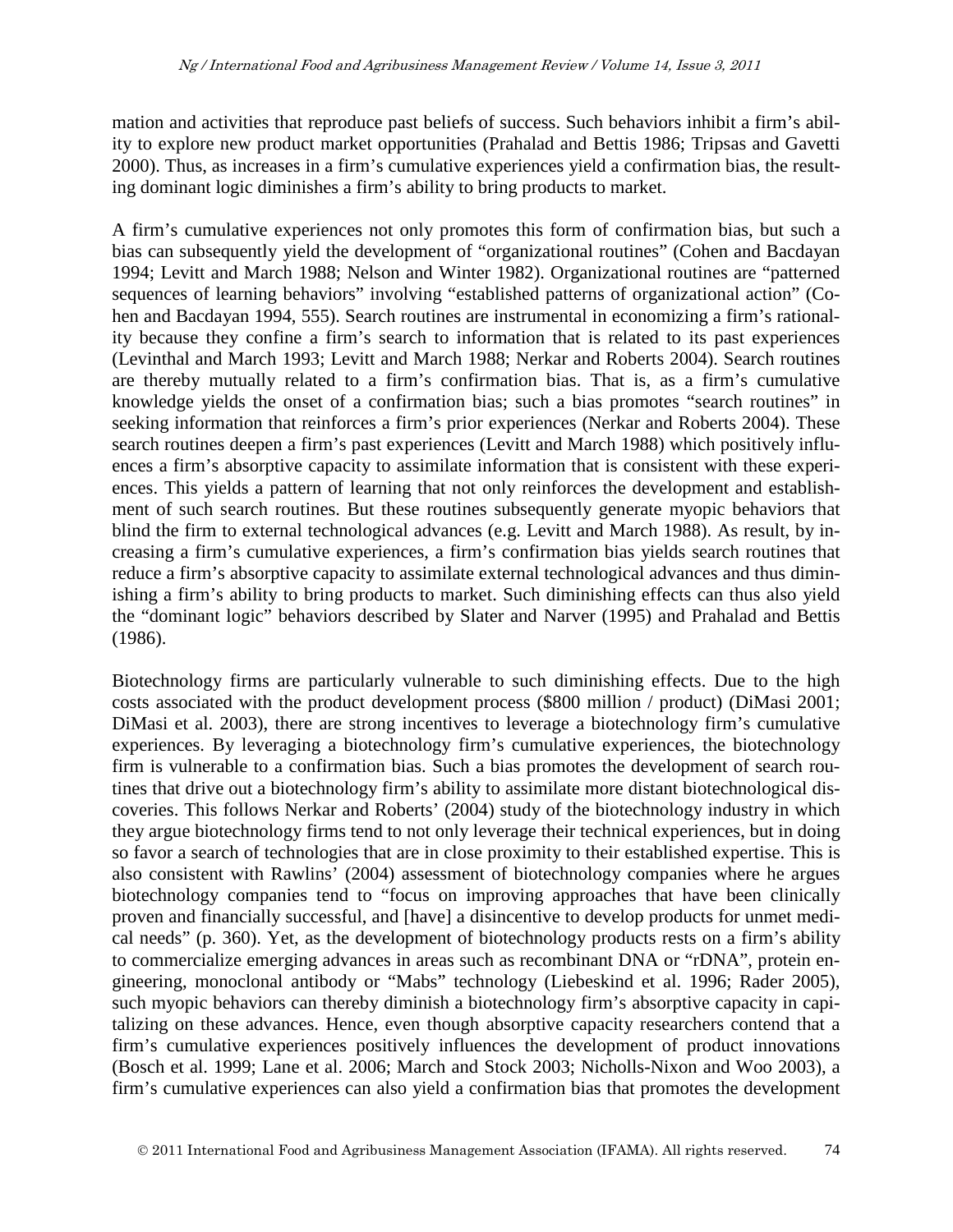mation and activities that reproduce past beliefs of success. Such behaviors inhibit a firm's ability to explore new product market opportunities (Prahalad and Bettis 1986; Tripsas and Gavetti 2000). Thus, as increases in a firm's cumulative experiences yield a confirmation bias, the resulting dominant logic diminishes a firm's ability to bring products to market.

A firm's cumulative experiences not only promotes this form of confirmation bias, but such a bias can subsequently yield the development of "organizational routines" (Cohen and Bacdayan 1994; Levitt and March 1988; Nelson and Winter 1982). Organizational routines are "patterned sequences of learning behaviors" involving "established patterns of organizational action" (Cohen and Bacdayan 1994, 555). Search routines are instrumental in economizing a firm's rationality because they confine a firm's search to information that is related to its past experiences (Levinthal and March 1993; Levitt and March 1988; Nerkar and Roberts 2004). Search routines are thereby mutually related to a firm's confirmation bias. That is, as a firm's cumulative knowledge yields the onset of a confirmation bias; such a bias promotes "search routines" in seeking information that reinforces a firm's prior experiences (Nerkar and Roberts 2004). These search routines deepen a firm's past experiences (Levitt and March 1988) which positively influences a firm's absorptive capacity to assimilate information that is consistent with these experiences. This yields a pattern of learning that not only reinforces the development and establishment of such search routines. But these routines subsequently generate myopic behaviors that blind the firm to external technological advances (e.g. Levitt and March 1988). As result, by increasing a firm's cumulative experiences, a firm's confirmation bias yields search routines that reduce a firm's absorptive capacity to assimilate external technological advances and thus diminishing a firm's ability to bring products to market. Such diminishing effects can thus also yield the "dominant logic" behaviors described by Slater and Narver (1995) and Prahalad and Bettis (1986).

Biotechnology firms are particularly vulnerable to such diminishing effects. Due to the high costs associated with the product development process ($800 million / product) (DiMasi 2001; DiMasi et al. 2003), there are strong incentives to leverage a biotechnology firm's cumulative experiences. By leveraging a biotechnology firm's cumulative experiences, the biotechnology firm is vulnerable to a confirmation bias. Such a bias promotes the development of search routines that drive out a biotechnology firm's ability to assimilate more distant biotechnological discoveries. This follows Nerkar and Roberts' (2004) study of the biotechnology industry in which they argue biotechnology firms tend to not only leverage their technical experiences, but in doing so favor a search of technologies that are in close proximity to their established expertise. This is also consistent with Rawlins' (2004) assessment of biotechnology companies where he argues biotechnology companies tend to "focus on improving approaches that have been clinically proven and financially successful, and [have] a disincentive to develop products for unmet medical needs" (p. 360). Yet, as the development of biotechnology products rests on a firm's ability to commercialize emerging advances in areas such as recombinant DNA or "rDNA", protein engineering, monoclonal antibody or "Mabs" technology (Liebeskind et al. 1996; Rader 2005), such myopic behaviors can thereby diminish a biotechnology firm's absorptive capacity in capitalizing on these advances. Hence, even though absorptive capacity researchers contend that a firm's cumulative experiences positively influences the development of product innovations (Bosch et al. 1999; Lane et al. 2006; March and Stock 2003; Nicholls-Nixon and Woo 2003), a firm's cumulative experiences can also yield a confirmation bias that promotes the development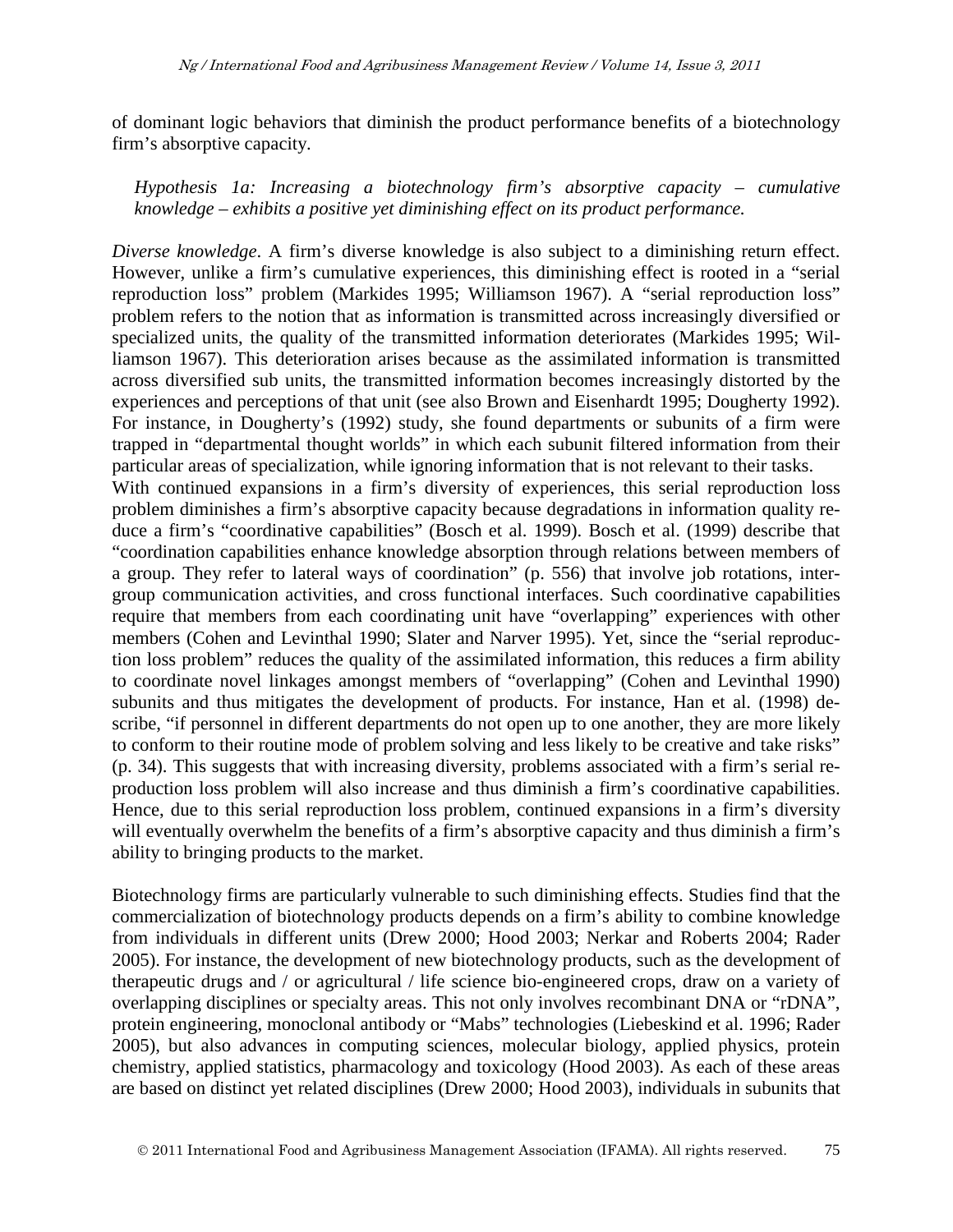of dominant logic behaviors that diminish the product performance benefits of a biotechnology firm's absorptive capacity.

*Hypothesis 1a: Increasing a biotechnology firm's absorptive capacity – cumulative knowledge – exhibits a positive yet diminishing effect on its product performance.*

*Diverse knowledge*. A firm's diverse knowledge is also subject to a diminishing return effect. However, unlike a firm's cumulative experiences, this diminishing effect is rooted in a "serial reproduction loss" problem (Markides 1995; Williamson 1967). A "serial reproduction loss" problem refers to the notion that as information is transmitted across increasingly diversified or specialized units, the quality of the transmitted information deteriorates (Markides 1995; Williamson 1967). This deterioration arises because as the assimilated information is transmitted across diversified sub units, the transmitted information becomes increasingly distorted by the experiences and perceptions of that unit (see also Brown and Eisenhardt 1995; Dougherty 1992). For instance, in Dougherty's (1992) study, she found departments or subunits of a firm were trapped in "departmental thought worlds" in which each subunit filtered information from their particular areas of specialization, while ignoring information that is not relevant to their tasks.

With continued expansions in a firm's diversity of experiences, this serial reproduction loss problem diminishes a firm's absorptive capacity because degradations in information quality reduce a firm's "coordinative capabilities" (Bosch et al. 1999). Bosch et al. (1999) describe that "coordination capabilities enhance knowledge absorption through relations between members of a group. They refer to lateral ways of coordination" (p. 556) that involve job rotations, intergroup communication activities, and cross functional interfaces. Such coordinative capabilities require that members from each coordinating unit have "overlapping" experiences with other members (Cohen and Levinthal 1990; Slater and Narver 1995). Yet, since the "serial reproduction loss problem" reduces the quality of the assimilated information, this reduces a firm ability to coordinate novel linkages amongst members of "overlapping" (Cohen and Levinthal 1990) subunits and thus mitigates the development of products. For instance, Han et al. (1998) describe, "if personnel in different departments do not open up to one another, they are more likely to conform to their routine mode of problem solving and less likely to be creative and take risks" (p. 34). This suggests that with increasing diversity, problems associated with a firm's serial reproduction loss problem will also increase and thus diminish a firm's coordinative capabilities. Hence, due to this serial reproduction loss problem, continued expansions in a firm's diversity will eventually overwhelm the benefits of a firm's absorptive capacity and thus diminish a firm's ability to bringing products to the market.

Biotechnology firms are particularly vulnerable to such diminishing effects. Studies find that the commercialization of biotechnology products depends on a firm's ability to combine knowledge from individuals in different units (Drew 2000; Hood 2003; Nerkar and Roberts 2004; Rader 2005). For instance, the development of new biotechnology products, such as the development of therapeutic drugs and / or agricultural / life science bio-engineered crops, draw on a variety of overlapping disciplines or specialty areas. This not only involves recombinant DNA or "rDNA", protein engineering, monoclonal antibody or "Mabs" technologies (Liebeskind et al. 1996; Rader 2005), but also advances in computing sciences, molecular biology, applied physics, protein chemistry, applied statistics, pharmacology and toxicology (Hood 2003). As each of these areas are based on distinct yet related disciplines (Drew 2000; Hood 2003), individuals in subunits that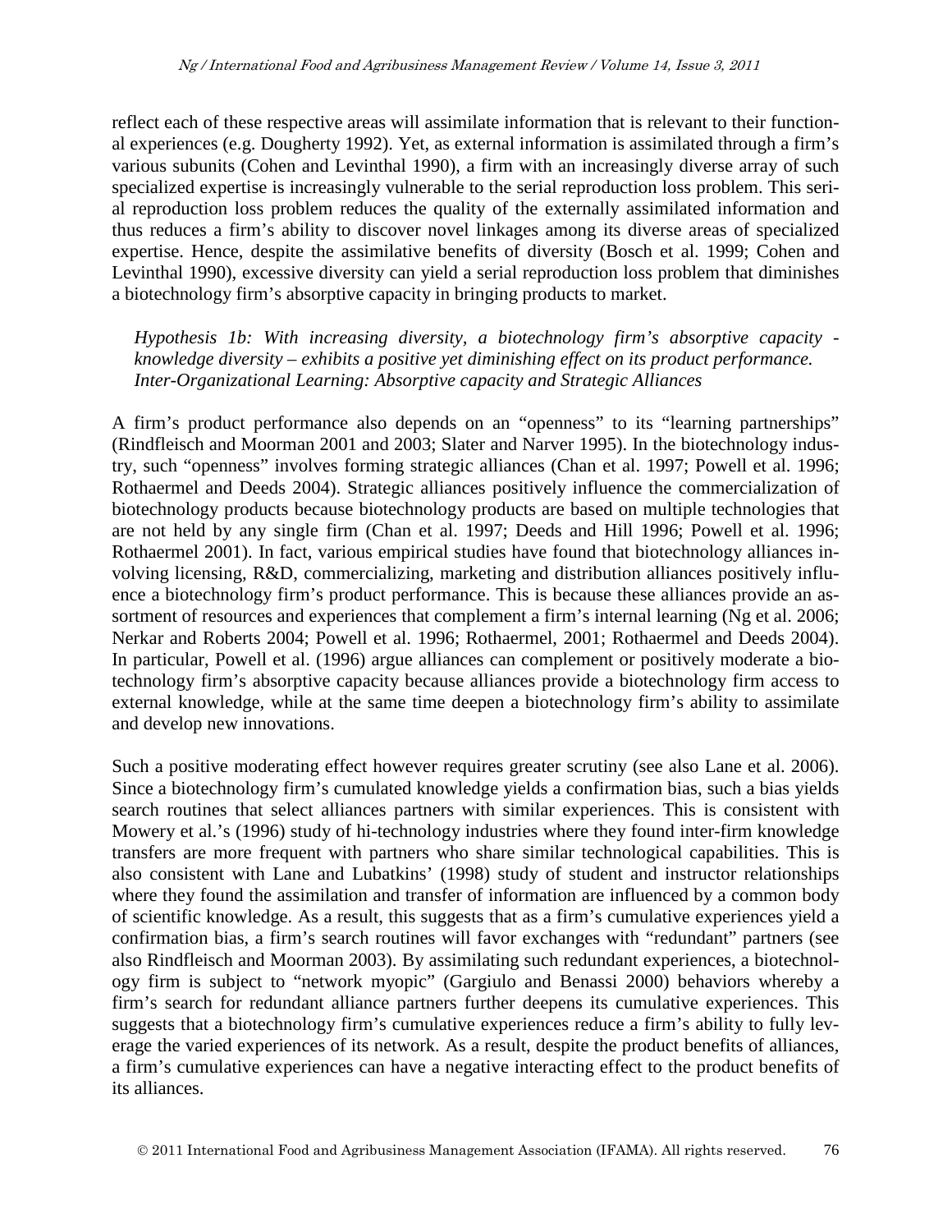reflect each of these respective areas will assimilate information that is relevant to their functional experiences (e.g. Dougherty 1992). Yet, as external information is assimilated through a firm's various subunits (Cohen and Levinthal 1990), a firm with an increasingly diverse array of such specialized expertise is increasingly vulnerable to the serial reproduction loss problem. This serial reproduction loss problem reduces the quality of the externally assimilated information and thus reduces a firm's ability to discover novel linkages among its diverse areas of specialized expertise. Hence, despite the assimilative benefits of diversity (Bosch et al. 1999; Cohen and Levinthal 1990), excessive diversity can yield a serial reproduction loss problem that diminishes a biotechnology firm's absorptive capacity in bringing products to market.

*Hypothesis 1b: With increasing diversity, a biotechnology firm's absorptive capacity - knowledge diversity – exhibits a positive yet diminishing effect on its product performance.*

### *Inter-Organizational Learning: Absorptive capacity and Strategic Alliances*

A firm's product performance also depends on an "openness" to its "learning partnerships" (Rindfleisch and Moorman 2001 and 2003; Slater and Narver 1995). In the biotechnology industry, such "openness" involves forming strategic alliances (Chan et al. 1997; Powell et al. 1996; Rothaermel and Deeds 2004). Strategic alliances positively influence the commercialization of biotechnology products because biotechnology products are based on multiple technologies that are not held by any single firm (Chan et al. 1997; Deeds and Hill 1996; Powell et al. 1996; Rothaermel 2001). In fact, various empirical studies have found that biotechnology alliances involving licensing, R&D, commercializing, marketing and distribution alliances positively influence a biotechnology firm's product performance. This is because these alliances provide an assortment of resources and experiences that complement a firm's internal learning (Ng et al. 2006; Nerkar and Roberts 2004; Powell et al. 1996; Rothaermel, 2001; Rothaermel and Deeds 2004). In particular, Powell et al. (1996) argue alliances can complement or positively moderate a biotechnology firm's absorptive capacity because alliances provide a biotechnology firm access to external knowledge, while at the same time deepen a biotechnology firm's ability to assimilate and develop new innovations.

Such a positive moderating effect however requires greater scrutiny (see also Lane et al. 2006). Since a biotechnology firm's cumulated knowledge yields a confirmation bias, such a bias yields search routines that select alliances partners with similar experiences. This is consistent with Mowery et al.'s (1996) study of hi-technology industries where they found inter-firm knowledge transfers are more frequent with partners who share similar technological capabilities. This is also consistent with Lane and Lubatkins' (1998) study of student and instructor relationships where they found the assimilation and transfer of information are influenced by a common body of scientific knowledge. As a result, this suggests that as a firm's cumulative experiences yield a confirmation bias, a firm's search routines will favor exchanges with "redundant" partners (see also Rindfleisch and Moorman 2003). By assimilating such redundant experiences, a biotechnology firm is subject to "network myopic" (Gargiulo and Benassi 2000) behaviors whereby a firm's search for redundant alliance partners further deepens its cumulative experiences. This suggests that a biotechnology firm's cumulative experiences reduce a firm's ability to fully leverage the varied experiences of its network. As a result, despite the product benefits of alliances, a firm's cumulative experiences can have a negative interacting effect to the product benefits of its alliances.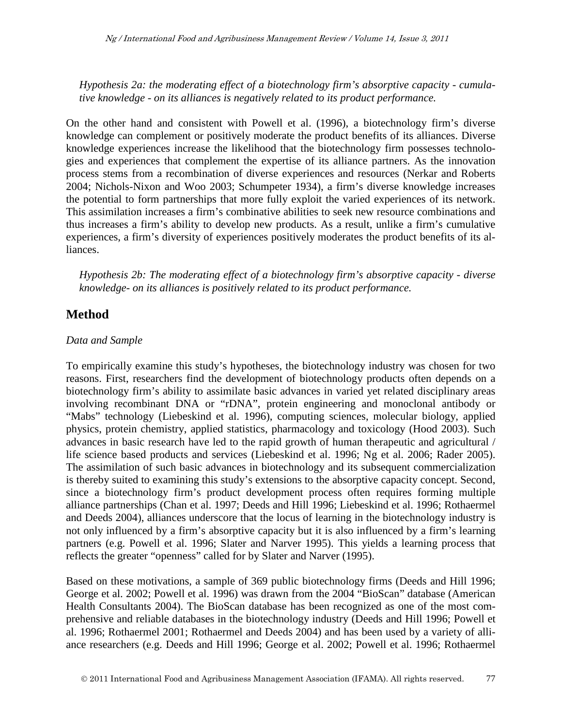*Hypothesis 2a: the moderating effect of a biotechnology firm's absorptive capacity - cumulative knowledge - on its alliances is negatively related to its product performance.*

On the other hand and consistent with Powell et al. (1996), a biotechnology firm's diverse knowledge can complement or positively moderate the product benefits of its alliances. Diverse knowledge experiences increase the likelihood that the biotechnology firm possesses technologies and experiences that complement the expertise of its alliance partners. As the innovation process stems from a recombination of diverse experiences and resources (Nerkar and Roberts 2004; Nichols-Nixon and Woo 2003; Schumpeter 1934), a firm's diverse knowledge increases the potential to form partnerships that more fully exploit the varied experiences of its network. This assimilation increases a firm's combinative abilities to seek new resource combinations and thus increases a firm's ability to develop new products. As a result, unlike a firm's cumulative experiences, a firm's diversity of experiences positively moderates the product benefits of its alliances.

*Hypothesis 2b: The moderating effect of a biotechnology firm's absorptive capacity - diverse knowledge- on its alliances is positively related to its product performance.*

## Method

*Data and Sample*

To empirically examine this study's hypotheses, the biotechnology industry was chosen for two reasons. First, researchers find the development of biotechnology products often depends on a biotechnology firm's ability to assimilate basic advances in varied yet related disciplinary areas involving recombinant DNA or "rDNA", protein engineering and monoclonal antibody or "Mabs" technology (Liebeskind et al. 1996), computing sciences, molecular biology, applied physics, protein chemistry, applied statistics, pharmacology and toxicology (Hood 2003). Such advances in basic research have led to the rapid growth of human therapeutic and agricultural / life science based products and services (Liebeskind et al. 1996; Ng et al. 2006; Rader 2005). The assimilation of such basic advances in biotechnology and its subsequent commercialization is thereby suited to examining this study's extensions to the absorptive capacity concept. Second, since a biotechnology firm's product development process often requires forming multiple alliance partnerships (Chan et al. 1997; Deeds and Hill 1996; Liebeskind et al. 1996; Rothaermel and Deeds 2004), alliances underscore that the locus of learning in the biotechnology industry is not only influenced by a firm's absorptive capacity but it is also influenced by a firm's learning partners (e.g. Powell et al. 1996; Slater and Narver 1995). This yields a learning process that reflects the greater "openness" called for by Slater and Narver (1995).

Based on these motivations, a sample of 369 public biotechnology firms (Deeds and Hill 1996; George et al. 2002; Powell et al. 1996) was drawn from the 2004 "BioScan" database (American Health Consultants 2004). The BioScan database has been recognized as one of the most comprehensive and reliable databases in the biotechnology industry (Deeds and Hill 1996; Powell et al. 1996; Rothaermel 2001; Rothaermel and Deeds 2004) and has been used by a variety of alliance researchers (e.g. Deeds and Hill 1996; George et al. 2002; Powell et al. 1996; Rothaermel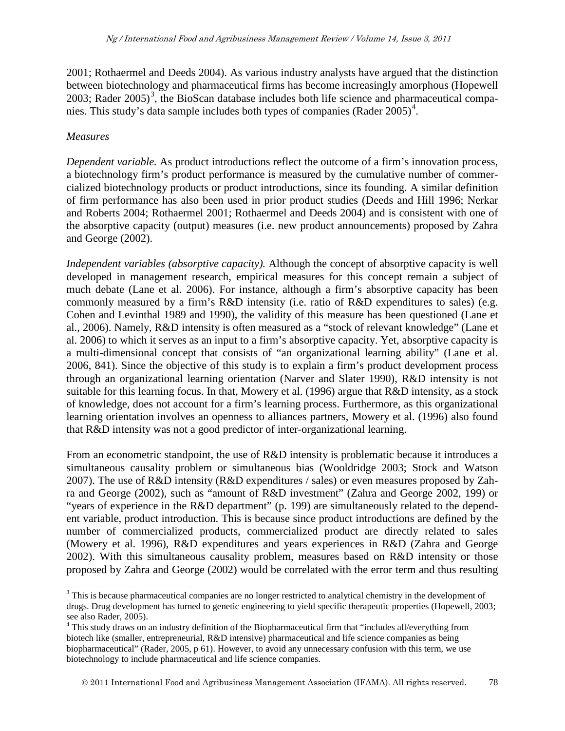2001; Rothaermel and Deeds 2004). As various industry analysts have argued that the distinction between biotechnology and pharmaceutical firms has become increasingly amorphous (Hopewell 2003; Rader 2005)[3], the BioScan database includes both life science and pharmaceutical companies. This study's data sample includes both types of companies (Rader 2005)[4].

*Measures*

*Dependent variable.* As product introductions reflect the outcome of a firm's innovation process, a biotechnology firm's product performance is measured by the cumulative number of commercialized biotechnology products or product introductions, since its founding. A similar definition of firm performance has also been used in prior product studies (Deeds and Hill 1996; Nerkar and Roberts 2004; Rothaermel 2001; Rothaermel and Deeds 2004) and is consistent with one of the absorptive capacity (output) measures (i.e. new product announcements) proposed by Zahra and George (2002).

*Independent variables (absorptive capacity).* Although the concept of absorptive capacity is well developed in management research, empirical measures for this concept remain a subject of much debate (Lane et al. 2006). For instance, although a firm's absorptive capacity has been commonly measured by a firm's R&D intensity (i.e. ratio of R&D expenditures to sales) (e.g. Cohen and Levinthal 1989 and 1990), the validity of this measure has been questioned (Lane et al., 2006). Namely, R&D intensity is often measured as a "stock of relevant knowledge" (Lane et al. 2006) to which it serves as an input to a firm's absorptive capacity. Yet, absorptive capacity is a multi-dimensional concept that consists of "an organizational learning ability" (Lane et al. 2006, 841). Since the objective of this study is to explain a firm's product development process through an organizational learning orientation (Narver and Slater 1990), R&D intensity is not suitable for this learning focus. In that, Mowery et al. (1996) argue that R&D intensity, as a stock of knowledge, does not account for a firm's learning process. Furthermore, as this organizational learning orientation involves an openness to alliances partners, Mowery et al. (1996) also found that R&D intensity was not a good predictor of inter-organizational learning.

From an econometric standpoint, the use of R&D intensity is problematic because it introduces a simultaneous causality problem or simultaneous bias (Wooldridge 2003; Stock and Watson 2007). The use of R&D intensity (R&D expenditures / sales) or even measures proposed by Zahra and George (2002), such as "amount of R&D investment" (Zahra and George 2002, 199) or "years of experience in the R&D department" (p. 199) are simultaneously related to the dependent variable, product introduction. This is because since product introductions are defined by the number of commercialized products, commercialized product are directly related to sales (Mowery et al. 1996), R&D expenditures and years experiences in R&D (Zahra and George 2002). With this simultaneous causality problem, measures based on R&D intensity or those proposed by Zahra and George (2002) would be correlated with the error term and thus resulting

---

[3] This is because pharmaceutical companies are no longer restricted to analytical chemistry in the development of drugs. Drug development has turned to genetic engineering to yield specific therapeutic properties (Hopewell, 2003; see also Rader, 2005).

[4] This study draws on an industry definition of the Biopharmaceutical firm that "includes all/everything from biotech like (smaller, entrepreneurial, R&D intensive) pharmaceutical and life science companies as being biopharmaceutical" (Rader, 2005, p 61). However, to avoid any unnecessary confusion with this term, we use biotechnology to include pharmaceutical and life science companies.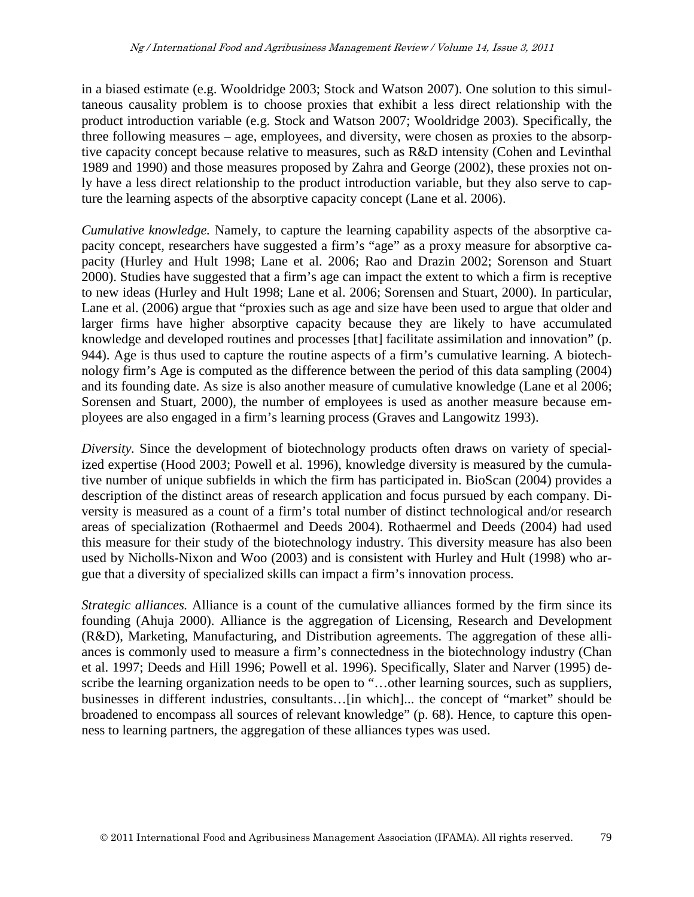in a biased estimate (e.g. Wooldridge 2003; Stock and Watson 2007). One solution to this simultaneous causality problem is to choose proxies that exhibit a less direct relationship with the product introduction variable (e.g. Stock and Watson 2007; Wooldridge 2003). Specifically, the three following measures – age, employees, and diversity, were chosen as proxies to the absorptive capacity concept because relative to measures, such as R&D intensity (Cohen and Levinthal 1989 and 1990) and those measures proposed by Zahra and George (2002), these proxies not only have a less direct relationship to the product introduction variable, but they also serve to capture the learning aspects of the absorptive capacity concept (Lane et al. 2006).

*Cumulative knowledge.* Namely, to capture the learning capability aspects of the absorptive capacity concept, researchers have suggested a firm's "age" as a proxy measure for absorptive capacity (Hurley and Hult 1998; Lane et al. 2006; Rao and Drazin 2002; Sorenson and Stuart 2000). Studies have suggested that a firm's age can impact the extent to which a firm is receptive to new ideas (Hurley and Hult 1998; Lane et al. 2006; Sorensen and Stuart, 2000). In particular, Lane et al. (2006) argue that "proxies such as age and size have been used to argue that older and larger firms have higher absorptive capacity because they are likely to have accumulated knowledge and developed routines and processes [that] facilitate assimilation and innovation" (p. 944). Age is thus used to capture the routine aspects of a firm's cumulative learning. A biotechnology firm's Age is computed as the difference between the period of this data sampling (2004) and its founding date. As size is also another measure of cumulative knowledge (Lane et al 2006; Sorensen and Stuart, 2000), the number of employees is used as another measure because employees are also engaged in a firm's learning process (Graves and Langowitz 1993).

*Diversity.* Since the development of biotechnology products often draws on variety of specialized expertise (Hood 2003; Powell et al. 1996), knowledge diversity is measured by the cumulative number of unique subfields in which the firm has participated in. BioScan (2004) provides a description of the distinct areas of research application and focus pursued by each company. Diversity is measured as a count of a firm's total number of distinct technological and/or research areas of specialization (Rothaermel and Deeds 2004). Rothaermel and Deeds (2004) had used this measure for their study of the biotechnology industry. This diversity measure has also been used by Nicholls-Nixon and Woo (2003) and is consistent with Hurley and Hult (1998) who argue that a diversity of specialized skills can impact a firm's innovation process.

*Strategic alliances.* Alliance is a count of the cumulative alliances formed by the firm since its founding (Ahuja 2000). Alliance is the aggregation of Licensing, Research and Development (R&D), Marketing, Manufacturing, and Distribution agreements. The aggregation of these alliances is commonly used to measure a firm's connectedness in the biotechnology industry (Chan et al. 1997; Deeds and Hill 1996; Powell et al. 1996). Specifically, Slater and Narver (1995) describe the learning organization needs to be open to "…other learning sources, such as suppliers, businesses in different industries, consultants…[in which]... the concept of "market" should be broadened to encompass all sources of relevant knowledge" (p. 68). Hence, to capture this openness to learning partners, the aggregation of these alliances types was used.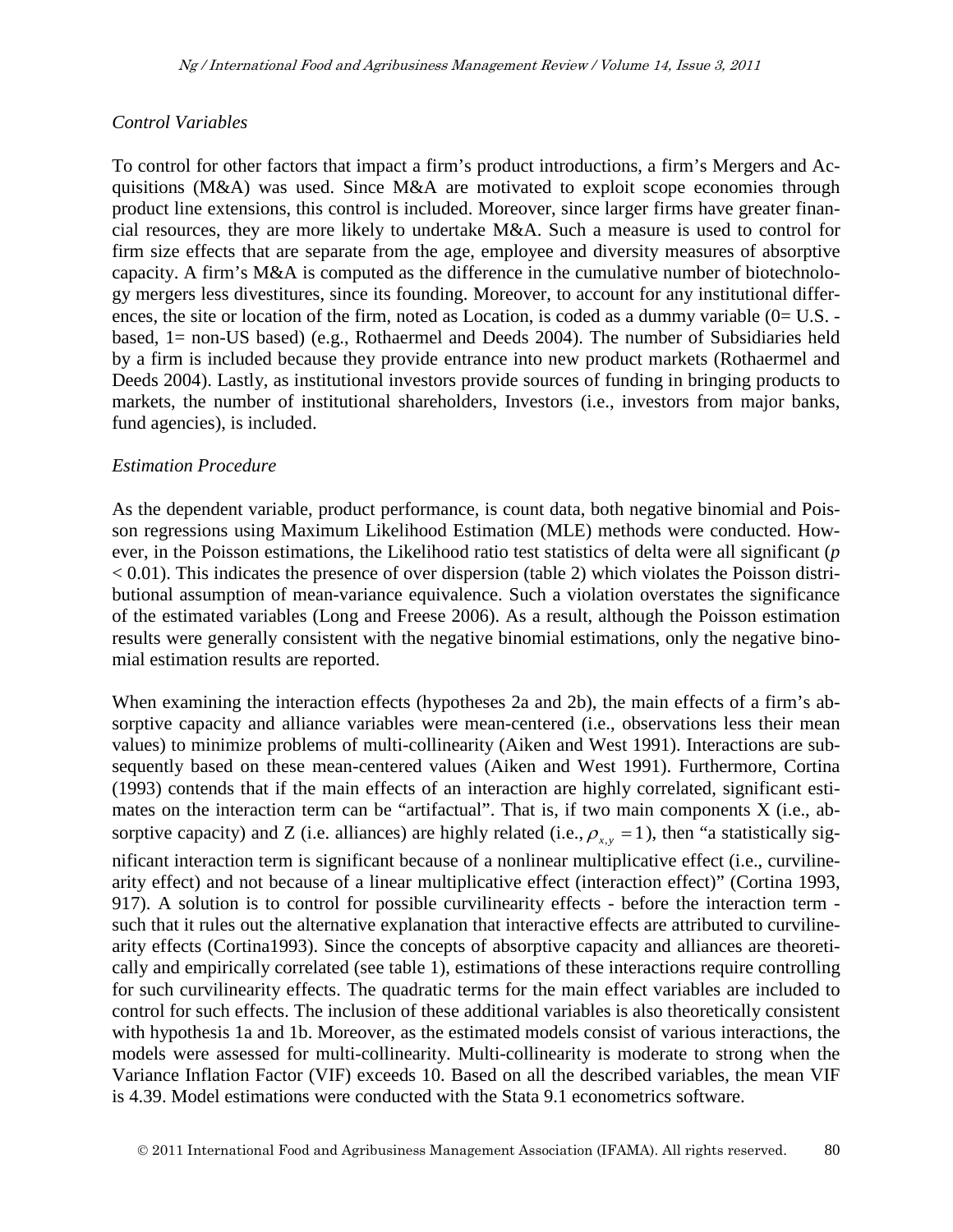*Control Variables*

To control for other factors that impact a firm's product introductions, a firm's Mergers and Acquisitions (M&A) was used. Since M&A are motivated to exploit scope economies through product line extensions, this control is included. Moreover, since larger firms have greater financial resources, they are more likely to undertake M&A. Such a measure is used to control for firm size effects that are separate from the age, employee and diversity measures of absorptive capacity. A firm's M&A is computed as the difference in the cumulative number of biotechnology mergers less divestitures, since its founding. Moreover, to account for any institutional differences, the site or location of the firm, noted as Location, is coded as a dummy variable (0= U.S. -based, 1= non-US based) (e.g., Rothaermel and Deeds 2004). The number of Subsidiaries held by a firm is included because they provide entrance into new product markets (Rothaermel and Deeds 2004). Lastly, as institutional investors provide sources of funding in bringing products to markets, the number of institutional shareholders, Investors (i.e., investors from major banks, fund agencies), is included.

*Estimation Procedure*

As the dependent variable, product performance, is count data, both negative binomial and Poisson regressions using Maximum Likelihood Estimation (MLE) methods were conducted. However, in the Poisson estimations, the Likelihood ratio test statistics of delta were all significant ($p < 0.01$). This indicates the presence of over dispersion (table 2) which violates the Poisson distributional assumption of mean-variance equivalence. Such a violation overstates the significance of the estimated variables (Long and Freese 2006). As a result, although the Poisson estimation results were generally consistent with the negative binomial estimations, only the negative binomial estimation results are reported.

When examining the interaction effects (hypotheses 2a and 2b), the main effects of a firm's absorptive capacity and alliance variables were mean-centered (i.e., observations less their mean values) to minimize problems of multi-collinearity (Aiken and West 1991). Interactions are subsequently based on these mean-centered values (Aiken and West 1991). Furthermore, Cortina (1993) contends that if the main effects of an interaction are highly correlated, significant estimates on the interaction term can be "artifactual". That is, if two main components X (i.e., absorptive capacity) and Z (i.e. alliances) are highly related (i.e., $\rho_{x,y} = 1$), then "a statistically significant interaction term is significant because of a nonlinear multiplicative effect (i.e., curvilinearity effect) and not because of a linear multiplicative effect (interaction effect)" (Cortina 1993, 917). A solution is to control for possible curvilinearity effects - before the interaction term - such that it rules out the alternative explanation that interactive effects are attributed to curvilinearity effects (Cortina1993). Since the concepts of absorptive capacity and alliances are theoretically and empirically correlated (see table 1), estimations of these interactions require controlling for such curvilinearity effects. The quadratic terms for the main effect variables are included to control for such effects. The inclusion of these additional variables is also theoretically consistent with hypothesis 1a and 1b. Moreover, as the estimated models consist of various interactions, the models were assessed for multi-collinearity. Multi-collinearity is moderate to strong when the Variance Inflation Factor (VIF) exceeds 10. Based on all the described variables, the mean VIF is 4.39. Model estimations were conducted with the Stata 9.1 econometrics software.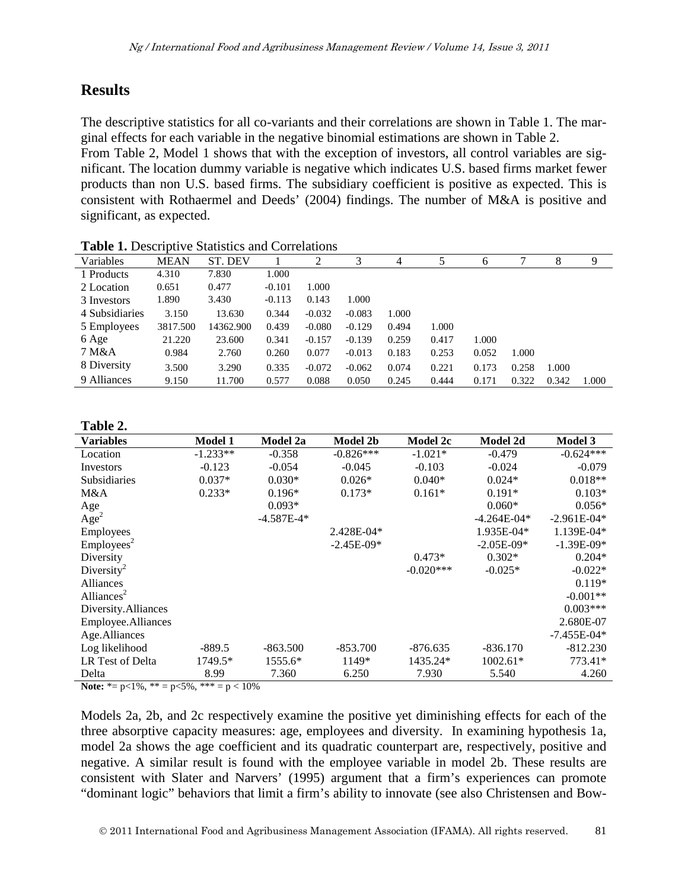## Results

The descriptive statistics for all co-variants and their correlations are shown in Table 1. The marginal effects for each variable in the negative binomial estimations are shown in Table 2.

From Table 2, Model 1 shows that with the exception of investors, all control variables are significant. The location dummy variable is negative which indicates U.S. based firms market fewer products than non U.S. based firms. The subsidiary coefficient is positive as expected. This is consistent with Rothaermel and Deeds' (2004) findings. The number of M&A is positive and significant, as expected.

**Table 1.** Descriptive Statistics and Correlations

| Variables | MEAN | ST. DEV | 1 | 2 | 3 | 4 | 5 | 6 | 7 | 8 | 9 |
|---|---|---|---|---|---|---|---|---|---|---|---|
| 1 Products | 4.310 | 7.830 | 1.000 | | | | | | | | |
| 2 Location | 0.651 | 0.477 | -0.101 | 1.000 | | | | | | | |
| 3 Investors | 1.890 | 3.430 | -0.113 | 0.143 | 1.000 | | | | | | |
| 4 Subsidiaries | 3.150 | 13.630 | 0.344 | -0.032 | -0.083 | 1.000 | | | | | |
| 5 Employees | 3817.500 | 14362.900 | 0.439 | -0.080 | -0.129 | 0.494 | 1.000 | | | | |
| 6 Age | 21.220 | 23.600 | 0.341 | -0.157 | -0.139 | 0.259 | 0.417 | 1.000 | | | |
| 7 M&A | 0.984 | 2.760 | 0.260 | 0.077 | -0.013 | 0.183 | 0.253 | 0.052 | 1.000 | | |
| 8 Diversity | 3.500 | 3.290 | 0.335 | -0.072 | -0.062 | 0.074 | 0.221 | 0.173 | 0.258 | 1.000 | |
| 9 Alliances | 9.150 | 11.700 | 0.577 | 0.088 | 0.050 | 0.245 | 0.444 | 0.171 | 0.322 | 0.342 | 1.000 |

**Table 2.**

| Variables | Model 1 | Model 2a | Model 2b | Model 2c | Model 2d | Model 3 |
|---|---|---|---|---|---|---|
| Location | -1.233** | -0.358 | -0.826*** | -1.021* | -0.479 | -0.624*** |
| Investors | -0.123 | -0.054 | -0.045 | -0.103 | -0.024 | -0.079 |
| Subsidiaries | 0.037* | 0.030* | 0.026* | 0.040* | 0.024* | 0.018** |
| M&A | 0.233* | 0.196* | 0.173* | 0.161* | 0.191* | 0.103* |
| Age | | 0.093* | | | 0.060* | 0.056* |
| $Age^2$ | | -4.587E-4* | | | -4.264E-04* | -2.961E-04* |
| Employees | | | 2.428E-04* | | 1.935E-04* | 1.139E-04* |
| $Employees^2$ | | | -2.45E-09* | | -2.05E-09* | -1.39E-09* |
| Diversity | | | | 0.473* | 0.302* | 0.204* |
| $Diversity^2$ | | | | -0.020*** | -0.025* | -0.022* |
| Alliances | | | | | | 0.119* |
| $Alliances^2$ | | | | | | -0.001** |
| Diversity.Alliances | | | | | | 0.003*** |
| Employee.Alliances | | | | | | 2.680E-07 |
| Age.Alliances | | | | | | -7.455E-04* |
| Log likelihood | -889.5 | -863.500 | -853.700 | -876.635 | -836.170 | -812.230 |
| LR Test of Delta | 1749.5* | 1555.6* | 1149* | 1435.24* | 1002.61* | 773.41* |
| Delta | 8.99 | 7.360 | 6.250 | 7.930 | 5.540 | 4.260 |

**Note:** *= p<1%, ** = p<5%, *** = p < 10%

Models 2a, 2b, and 2c respectively examine the positive yet diminishing effects for each of the three absorptive capacity measures: age, employees and diversity. In examining hypothesis 1a, model 2a shows the age coefficient and its quadratic counterpart are, respectively, positive and negative. A similar result is found with the employee variable in model 2b. These results are consistent with Slater and Narvers' (1995) argument that a firm's experiences can promote "dominant logic" behaviors that limit a firm's ability to innovate (see also Christensen and Bow-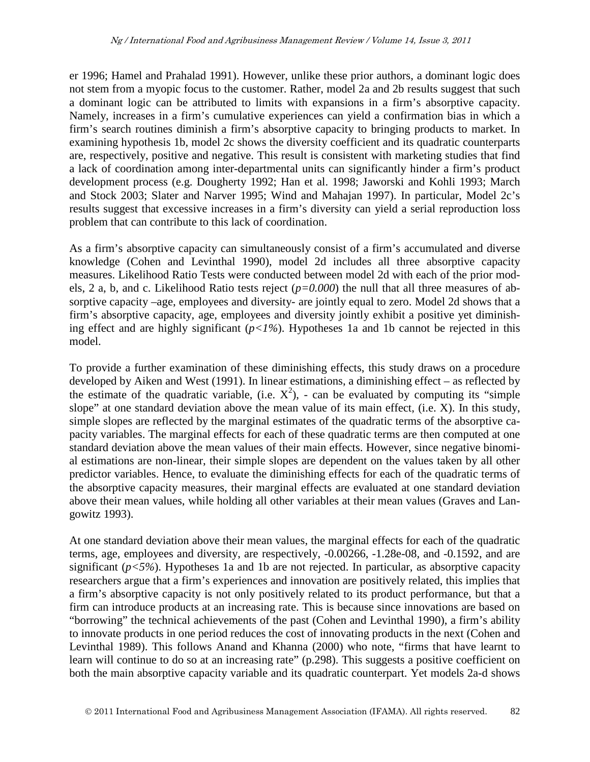er 1996; Hamel and Prahalad 1991). However, unlike these prior authors, a dominant logic does not stem from a myopic focus to the customer. Rather, model 2a and 2b results suggest that such a dominant logic can be attributed to limits with expansions in a firm's absorptive capacity. Namely, increases in a firm's cumulative experiences can yield a confirmation bias in which a firm's search routines diminish a firm's absorptive capacity to bringing products to market. In examining hypothesis 1b, model 2c shows the diversity coefficient and its quadratic counterparts are, respectively, positive and negative. This result is consistent with marketing studies that find a lack of coordination among inter-departmental units can significantly hinder a firm's product development process (e.g. Dougherty 1992; Han et al. 1998; Jaworski and Kohli 1993; March and Stock 2003; Slater and Narver 1995; Wind and Mahajan 1997). In particular, Model 2c's results suggest that excessive increases in a firm's diversity can yield a serial reproduction loss problem that can contribute to this lack of coordination.

As a firm's absorptive capacity can simultaneously consist of a firm's accumulated and diverse knowledge (Cohen and Levinthal 1990), model 2d includes all three absorptive capacity measures. Likelihood Ratio Tests were conducted between model 2d with each of the prior models, 2 a, b, and c. Likelihood Ratio tests reject (*p=0.000*) the null that all three measures of absorptive capacity –age, employees and diversity- are jointly equal to zero. Model 2d shows that a firm's absorptive capacity, age, employees and diversity jointly exhibit a positive yet diminishing effect and are highly significant (*p<1%*). Hypotheses 1a and 1b cannot be rejected in this model.

To provide a further examination of these diminishing effects, this study draws on a procedure developed by Aiken and West (1991). In linear estimations, a diminishing effect – as reflected by the estimate of the quadratic variable, (i.e. $X^2$), - can be evaluated by computing its "simple slope" at one standard deviation above the mean value of its main effect, (i.e. X). In this study, simple slopes are reflected by the marginal estimates of the quadratic terms of the absorptive capacity variables. The marginal effects for each of these quadratic terms are then computed at one standard deviation above the mean values of their main effects. However, since negative binomial estimations are non-linear, their simple slopes are dependent on the values taken by all other predictor variables. Hence, to evaluate the diminishing effects for each of the quadratic terms of the absorptive capacity measures, their marginal effects are evaluated at one standard deviation above their mean values, while holding all other variables at their mean values (Graves and Langowitz 1993).

At one standard deviation above their mean values, the marginal effects for each of the quadratic terms, age, employees and diversity, are respectively, -0.00266, -1.28e-08, and -0.1592, and are significant (*p<5%*). Hypotheses 1a and 1b are not rejected. In particular, as absorptive capacity researchers argue that a firm's experiences and innovation are positively related, this implies that a firm's absorptive capacity is not only positively related to its product performance, but that a firm can introduce products at an increasing rate. This is because since innovations are based on "borrowing" the technical achievements of the past (Cohen and Levinthal 1990), a firm's ability to innovate products in one period reduces the cost of innovating products in the next (Cohen and Levinthal 1989). This follows Anand and Khanna (2000) who note, "firms that have learnt to learn will continue to do so at an increasing rate" (p.298). This suggests a positive coefficient on both the main absorptive capacity variable and its quadratic counterpart. Yet models 2a-d shows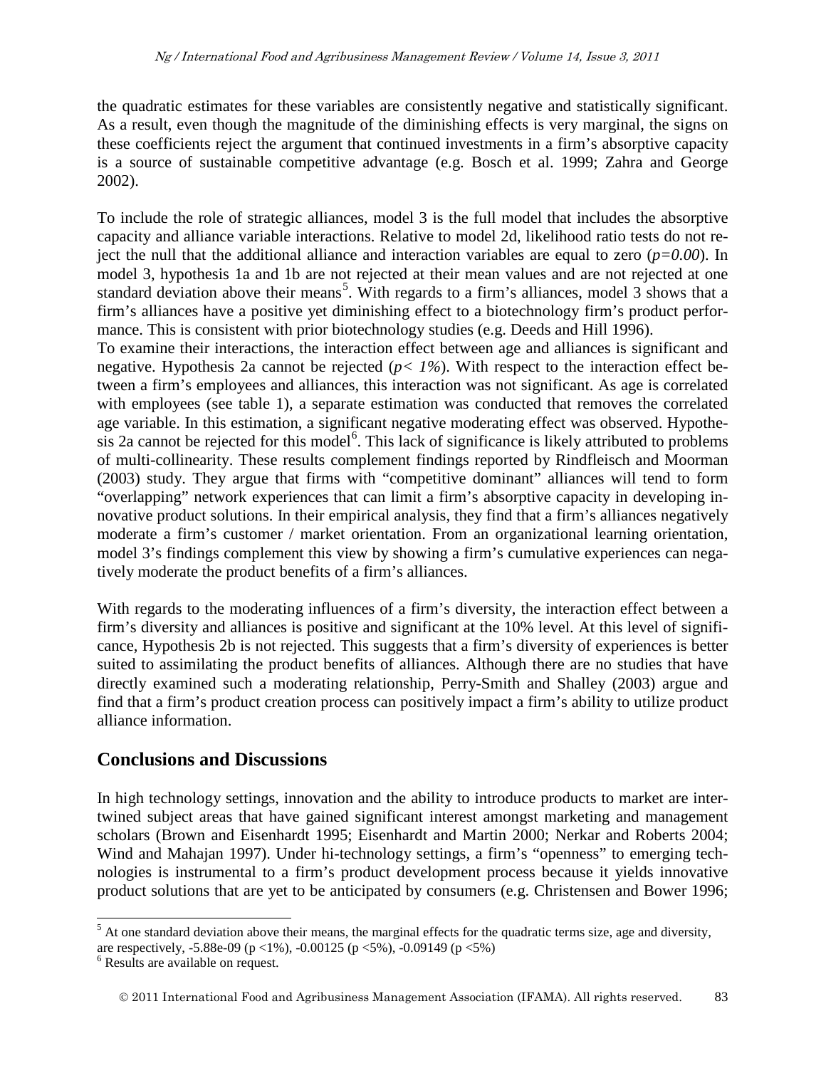the quadratic estimates for these variables are consistently negative and statistically significant. As a result, even though the magnitude of the diminishing effects is very marginal, the signs on these coefficients reject the argument that continued investments in a firm's absorptive capacity is a source of sustainable competitive advantage (e.g. Bosch et al. 1999; Zahra and George 2002).

To include the role of strategic alliances, model 3 is the full model that includes the absorptive capacity and alliance variable interactions. Relative to model 2d, likelihood ratio tests do not reject the null that the additional alliance and interaction variables are equal to zero (*p=0.00*). In model 3, hypothesis 1a and 1b are not rejected at their mean values and are not rejected at one standard deviation above their means[5]. With regards to a firm's alliances, model 3 shows that a firm's alliances have a positive yet diminishing effect to a biotechnology firm's product performance. This is consistent with prior biotechnology studies (e.g. Deeds and Hill 1996).

To examine their interactions, the interaction effect between age and alliances is significant and negative. Hypothesis 2a cannot be rejected (*p< 1%*). With respect to the interaction effect between a firm's employees and alliances, this interaction was not significant. As age is correlated with employees (see table 1), a separate estimation was conducted that removes the correlated age variable. In this estimation, a significant negative moderating effect was observed. Hypothesis 2a cannot be rejected for this model[6]. This lack of significance is likely attributed to problems of multi-collinearity. These results complement findings reported by Rindfleisch and Moorman (2003) study. They argue that firms with "competitive dominant" alliances will tend to form "overlapping" network experiences that can limit a firm's absorptive capacity in developing innovative product solutions. In their empirical analysis, they find that a firm's alliances negatively moderate a firm's customer / market orientation. From an organizational learning orientation, model 3's findings complement this view by showing a firm's cumulative experiences can negatively moderate the product benefits of a firm's alliances.

With regards to the moderating influences of a firm's diversity, the interaction effect between a firm's diversity and alliances is positive and significant at the 10% level. At this level of significance, Hypothesis 2b is not rejected. This suggests that a firm's diversity of experiences is better suited to assimilating the product benefits of alliances. Although there are no studies that have directly examined such a moderating relationship, Perry-Smith and Shalley (2003) argue and find that a firm's product creation process can positively impact a firm's ability to utilize product alliance information.

## Conclusions and Discussions

In high technology settings, innovation and the ability to introduce products to market are intertwined subject areas that have gained significant interest amongst marketing and management scholars (Brown and Eisenhardt 1995; Eisenhardt and Martin 2000; Nerkar and Roberts 2004; Wind and Mahajan 1997). Under hi-technology settings, a firm's "openness" to emerging technologies is instrumental to a firm's product development process because it yields innovative product solutions that are yet to be anticipated by consumers (e.g. Christensen and Bower 1996;

---

[5] At one standard deviation above their means, the marginal effects for the quadratic terms size, age and diversity, are respectively, -5.88e-09 ($p < 1\%$), -0.00125 ($p < 5\%$), -0.09149 ($p < 5\%$)

[6] Results are available on request.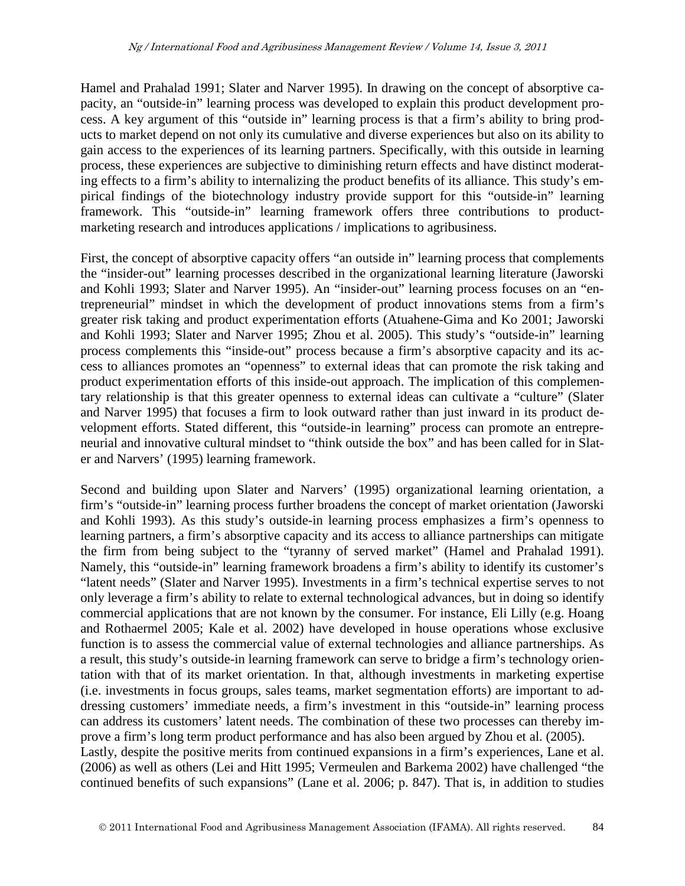Hamel and Prahalad 1991; Slater and Narver 1995). In drawing on the concept of absorptive capacity, an "outside-in" learning process was developed to explain this product development process. A key argument of this "outside in" learning process is that a firm's ability to bring products to market depend on not only its cumulative and diverse experiences but also on its ability to gain access to the experiences of its learning partners. Specifically, with this outside in learning process, these experiences are subjective to diminishing return effects and have distinct moderating effects to a firm's ability to internalizing the product benefits of its alliance. This study's empirical findings of the biotechnology industry provide support for this "outside-in" learning framework. This "outside-in" learning framework offers three contributions to product-marketing research and introduces applications / implications to agribusiness.

First, the concept of absorptive capacity offers "an outside in" learning process that complements the "insider-out" learning processes described in the organizational learning literature (Jaworski and Kohli 1993; Slater and Narver 1995). An "insider-out" learning process focuses on an "entrepreneurial" mindset in which the development of product innovations stems from a firm's greater risk taking and product experimentation efforts (Atuahene-Gima and Ko 2001; Jaworski and Kohli 1993; Slater and Narver 1995; Zhou et al. 2005). This study's "outside-in" learning process complements this "inside-out" process because a firm's absorptive capacity and its access to alliances promotes an "openness" to external ideas that can promote the risk taking and product experimentation efforts of this inside-out approach. The implication of this complementary relationship is that this greater openness to external ideas can cultivate a "culture" (Slater and Narver 1995) that focuses a firm to look outward rather than just inward in its product development efforts. Stated different, this "outside-in learning" process can promote an entrepreneurial and innovative cultural mindset to "think outside the box" and has been called for in Slater and Narvers' (1995) learning framework.

Second and building upon Slater and Narvers' (1995) organizational learning orientation, a firm's "outside-in" learning process further broadens the concept of market orientation (Jaworski and Kohli 1993). As this study's outside-in learning process emphasizes a firm's openness to learning partners, a firm's absorptive capacity and its access to alliance partnerships can mitigate the firm from being subject to the "tyranny of served market" (Hamel and Prahalad 1991). Namely, this "outside-in" learning framework broadens a firm's ability to identify its customer's "latent needs" (Slater and Narver 1995). Investments in a firm's technical expertise serves to not only leverage a firm's ability to relate to external technological advances, but in doing so identify commercial applications that are not known by the consumer. For instance, Eli Lilly (e.g. Hoang and Rothaermel 2005; Kale et al. 2002) have developed in house operations whose exclusive function is to assess the commercial value of external technologies and alliance partnerships. As a result, this study's outside-in learning framework can serve to bridge a firm's technology orientation with that of its market orientation. In that, although investments in marketing expertise (i.e. investments in focus groups, sales teams, market segmentation efforts) are important to addressing customers' immediate needs, a firm's investment in this "outside-in" learning process can address its customers' latent needs. The combination of these two processes can thereby improve a firm's long term product performance and has also been argued by Zhou et al. (2005).

Lastly, despite the positive merits from continued expansions in a firm's experiences, Lane et al. (2006) as well as others (Lei and Hitt 1995; Vermeulen and Barkema 2002) have challenged "the continued benefits of such expansions" (Lane et al. 2006; p. 847). That is, in addition to studies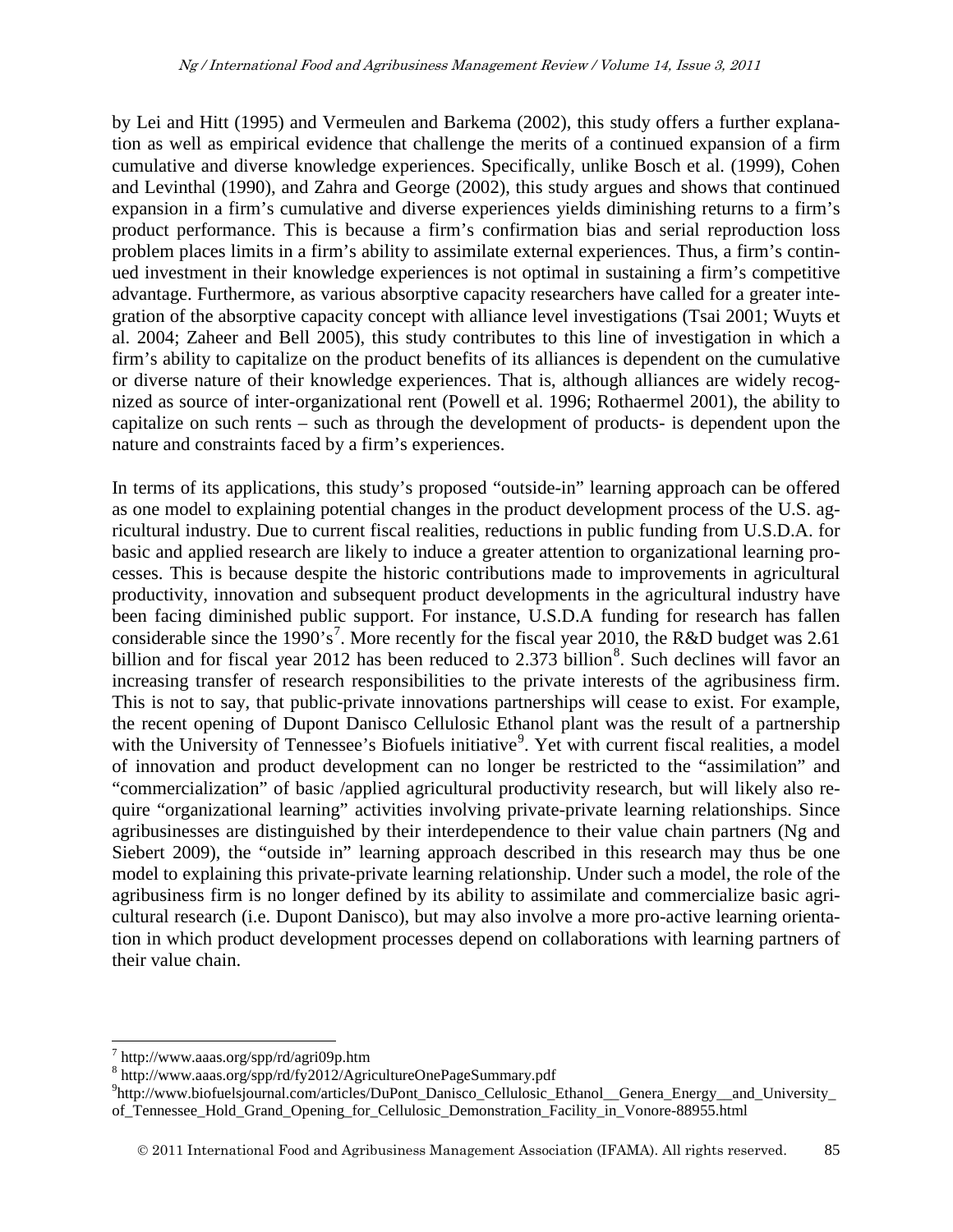by Lei and Hitt (1995) and Vermeulen and Barkema (2002), this study offers a further explanation as well as empirical evidence that challenge the merits of a continued expansion of a firm cumulative and diverse knowledge experiences. Specifically, unlike Bosch et al. (1999), Cohen and Levinthal (1990), and Zahra and George (2002), this study argues and shows that continued expansion in a firm's cumulative and diverse experiences yields diminishing returns to a firm's product performance. This is because a firm's confirmation bias and serial reproduction loss problem places limits in a firm's ability to assimilate external experiences. Thus, a firm's continued investment in their knowledge experiences is not optimal in sustaining a firm's competitive advantage. Furthermore, as various absorptive capacity researchers have called for a greater integration of the absorptive capacity concept with alliance level investigations (Tsai 2001; Wuyts et al. 2004; Zaheer and Bell 2005), this study contributes to this line of investigation in which a firm's ability to capitalize on the product benefits of its alliances is dependent on the cumulative or diverse nature of their knowledge experiences. That is, although alliances are widely recognized as source of inter-organizational rent (Powell et al. 1996; Rothaermel 2001), the ability to capitalize on such rents – such as through the development of products- is dependent upon the nature and constraints faced by a firm's experiences.

In terms of its applications, this study's proposed "outside-in" learning approach can be offered as one model to explaining potential changes in the product development process of the U.S. agricultural industry. Due to current fiscal realities, reductions in public funding from U.S.D.A. for basic and applied research are likely to induce a greater attention to organizational learning processes. This is because despite the historic contributions made to improvements in agricultural productivity, innovation and subsequent product developments in the agricultural industry have been facing diminished public support. For instance, U.S.D.A funding for research has fallen considerable since the 1990's[7]. More recently for the fiscal year 2010, the R&D budget was 2.61 billion and for fiscal year 2012 has been reduced to 2.373 billion[8]. Such declines will favor an increasing transfer of research responsibilities to the private interests of the agribusiness firm. This is not to say, that public-private innovations partnerships will cease to exist. For example, the recent opening of Dupont Danisco Cellulosic Ethanol plant was the result of a partnership with the University of Tennessee's Biofuels initiative[9]. Yet with current fiscal realities, a model of innovation and product development can no longer be restricted to the "assimilation" and "commercialization" of basic /applied agricultural productivity research, but will likely also require "organizational learning" activities involving private-private learning relationships. Since agribusinesses are distinguished by their interdependence to their value chain partners (Ng and Siebert 2009), the "outside in" learning approach described in this research may thus be one model to explaining this private-private learning relationship. Under such a model, the role of the agribusiness firm is no longer defined by its ability to assimilate and commercialize basic agricultural research (i.e. Dupont Danisco), but may also involve a more pro-active learning orientation in which product development processes depend on collaborations with learning partners of their value chain.

---

[7] http://www.aaas.org/spp/rd/agri09p.htm

[8] http://www.aaas.org/spp/rd/fy2012/AgricultureOnePageSummary.pdf

[9] http://www.biofuelsjournal.com/articles/DuPont_Danisco_Cellulosic_Ethanol__Genera_Energy__and_University_of_Tennessee_Hold_Grand_Opening_for_Cellulosic_Demonstration_Facility_in_Vonore-88955.html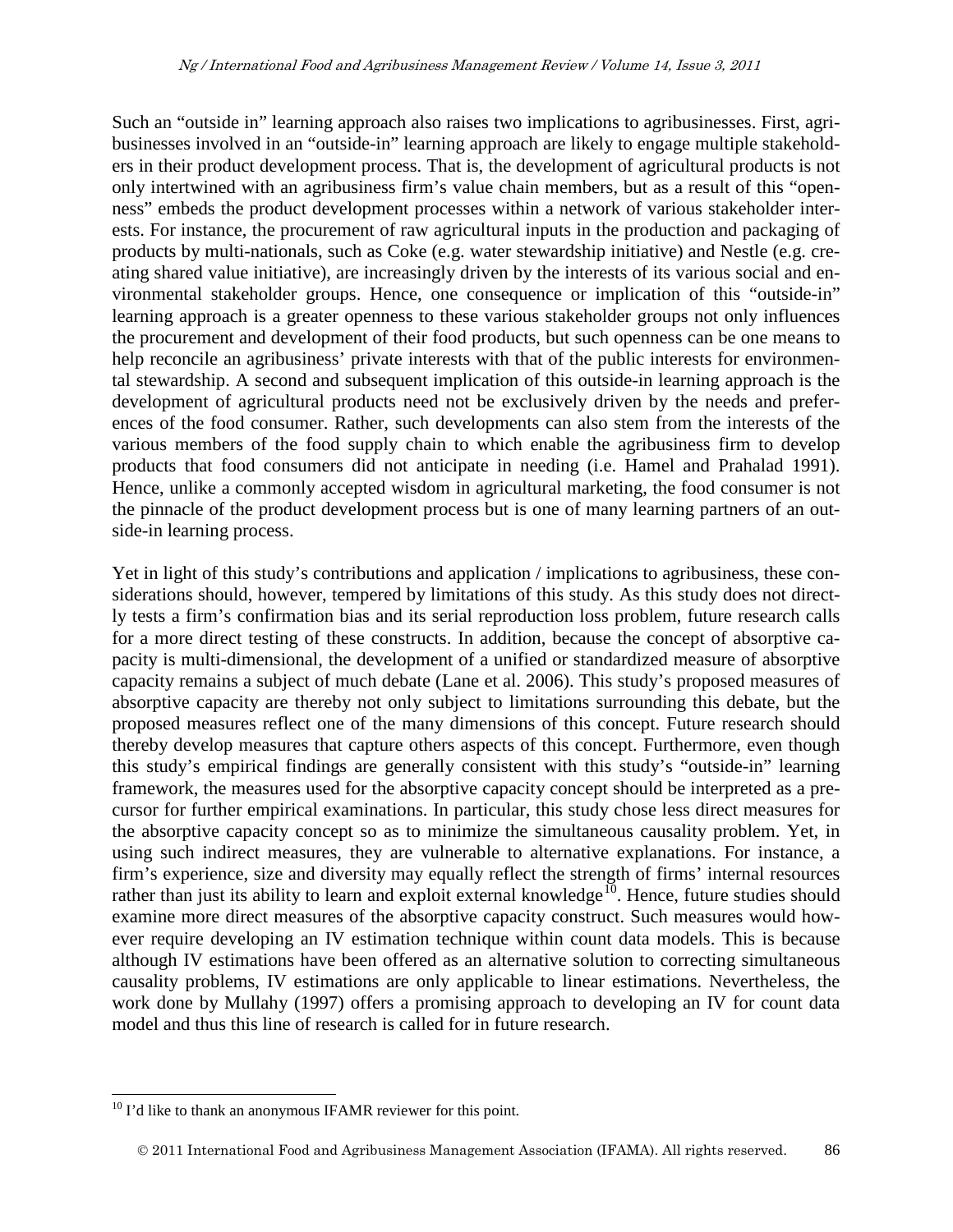Such an "outside in" learning approach also raises two implications to agribusinesses. First, agribusinesses involved in an "outside-in" learning approach are likely to engage multiple stakeholders in their product development process. That is, the development of agricultural products is not only intertwined with an agribusiness firm's value chain members, but as a result of this "openness" embeds the product development processes within a network of various stakeholder interests. For instance, the procurement of raw agricultural inputs in the production and packaging of products by multi-nationals, such as Coke (e.g. water stewardship initiative) and Nestle (e.g. creating shared value initiative), are increasingly driven by the interests of its various social and environmental stakeholder groups. Hence, one consequence or implication of this "outside-in" learning approach is a greater openness to these various stakeholder groups not only influences the procurement and development of their food products, but such openness can be one means to help reconcile an agribusiness' private interests with that of the public interests for environmental stewardship. A second and subsequent implication of this outside-in learning approach is the development of agricultural products need not be exclusively driven by the needs and preferences of the food consumer. Rather, such developments can also stem from the interests of the various members of the food supply chain to which enable the agribusiness firm to develop products that food consumers did not anticipate in needing (i.e. Hamel and Prahalad 1991). Hence, unlike a commonly accepted wisdom in agricultural marketing, the food consumer is not the pinnacle of the product development process but is one of many learning partners of an outside-in learning process.

Yet in light of this study's contributions and application / implications to agribusiness, these considerations should, however, tempered by limitations of this study. As this study does not directly tests a firm's confirmation bias and its serial reproduction loss problem, future research calls for a more direct testing of these constructs. In addition, because the concept of absorptive capacity is multi-dimensional, the development of a unified or standardized measure of absorptive capacity remains a subject of much debate (Lane et al. 2006). This study's proposed measures of absorptive capacity are thereby not only subject to limitations surrounding this debate, but the proposed measures reflect one of the many dimensions of this concept. Future research should thereby develop measures that capture others aspects of this concept. Furthermore, even though this study's empirical findings are generally consistent with this study's "outside-in" learning framework, the measures used for the absorptive capacity concept should be interpreted as a precursor for further empirical examinations. In particular, this study chose less direct measures for the absorptive capacity concept so as to minimize the simultaneous causality problem. Yet, in using such indirect measures, they are vulnerable to alternative explanations. For instance, a firm's experience, size and diversity may equally reflect the strength of firms' internal resources rather than just its ability to learn and exploit external knowledge[10]. Hence, future studies should examine more direct measures of the absorptive capacity construct. Such measures would however require developing an IV estimation technique within count data models. This is because although IV estimations have been offered as an alternative solution to correcting simultaneous causality problems, IV estimations are only applicable to linear estimations. Nevertheless, the work done by Mullahy (1997) offers a promising approach to developing an IV for count data model and thus this line of research is called for in future research.

[10] I'd like to thank an anonymous IFAMR reviewer for this point.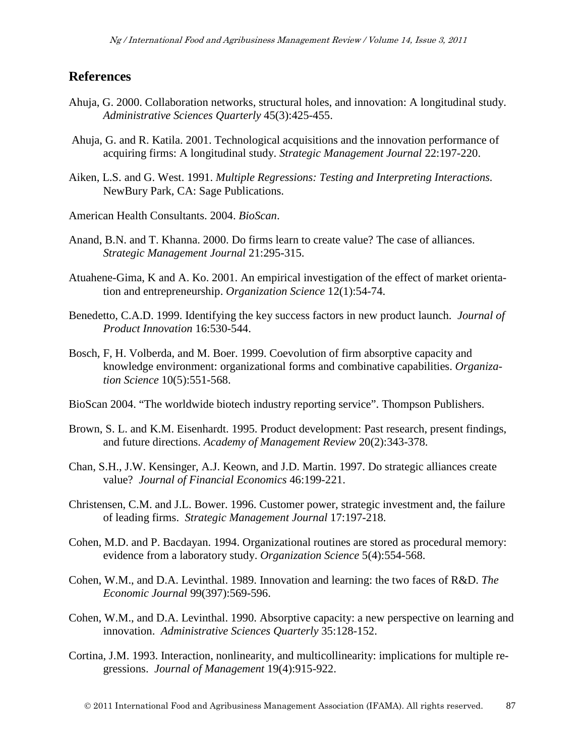## References

Ahuja, G. 2000. Collaboration networks, structural holes, and innovation: A longitudinal study. *Administrative Sciences Quarterly* 45(3):425-455.

Ahuja, G. and R. Katila. 2001. Technological acquisitions and the innovation performance of acquiring firms: A longitudinal study. *Strategic Management Journal* 22:197-220.

Aiken, L.S. and G. West. 1991. *Multiple Regressions: Testing and Interpreting Interactions.* NewBury Park, CA: Sage Publications.

American Health Consultants. 2004. *BioScan*.

Anand, B.N. and T. Khanna. 2000. Do firms learn to create value? The case of alliances. *Strategic Management Journal* 21:295-315.

Atuahene-Gima, K and A. Ko. 2001. An empirical investigation of the effect of market orientation and entrepreneurship. *Organization Science* 12(1):54-74.

Benedetto, C.A.D. 1999. Identifying the key success factors in new product launch. *Journal of Product Innovation* 16:530-544.

Bosch, F, H. Volberda, and M. Boer. 1999. Coevolution of firm absorptive capacity and knowledge environment: organizational forms and combinative capabilities. *Organization Science* 10(5):551-568.

BioScan 2004. "The worldwide biotech industry reporting service". Thompson Publishers.

Brown, S. L. and K.M. Eisenhardt. 1995. Product development: Past research, present findings, and future directions. *Academy of Management Review* 20(2):343-378.

Chan, S.H., J.W. Kensinger, A.J. Keown, and J.D. Martin. 1997. Do strategic alliances create value? *Journal of Financial Economics* 46:199-221.

Christensen, C.M. and J.L. Bower. 1996. Customer power, strategic investment and, the failure of leading firms. *Strategic Management Journal* 17:197-218.

Cohen, M.D. and P. Bacdayan. 1994. Organizational routines are stored as procedural memory: evidence from a laboratory study. *Organization Science* 5(4):554-568.

Cohen, W.M., and D.A. Levinthal. 1989. Innovation and learning: the two faces of R&D. *The Economic Journal* 99(397):569-596.

Cohen, W.M., and D.A. Levinthal. 1990. Absorptive capacity: a new perspective on learning and innovation. *Administrative Sciences Quarterly* 35:128-152.

Cortina, J.M. 1993. Interaction, nonlinearity, and multicollinearity: implications for multiple regressions. *Journal of Management* 19(4):915-922.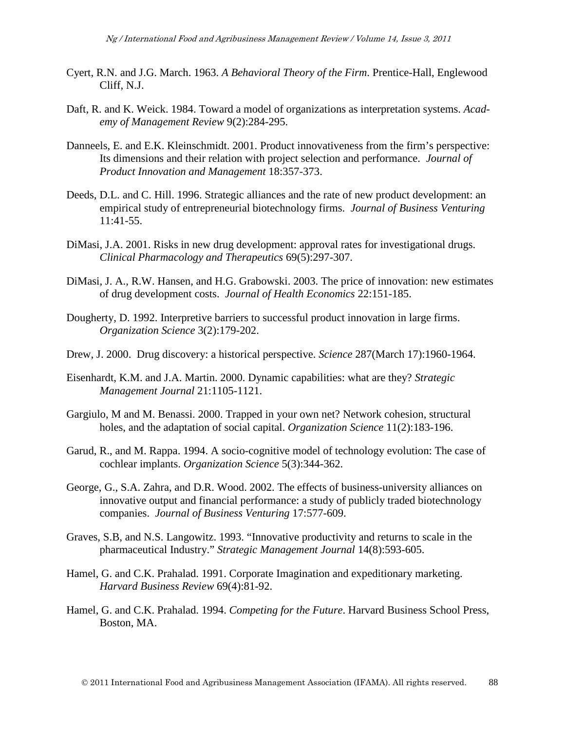Cyert, R.N. and J.G. March. 1963. *A Behavioral Theory of the Firm*. Prentice-Hall, Englewood Cliff, N.J.

Daft, R. and K. Weick. 1984. Toward a model of organizations as interpretation systems. *Academy of Management Review* 9(2):284-295.

Danneels, E. and E.K. Kleinschmidt. 2001. Product innovativeness from the firm's perspective: Its dimensions and their relation with project selection and performance. *Journal of Product Innovation and Management* 18:357-373.

Deeds, D.L. and C. Hill. 1996. Strategic alliances and the rate of new product development: an empirical study of entrepreneurial biotechnology firms. *Journal of Business Venturing* 11:41-55.

DiMasi, J.A. 2001. Risks in new drug development: approval rates for investigational drugs. *Clinical Pharmacology and Therapeutics* 69(5):297-307.

DiMasi, J. A., R.W. Hansen, and H.G. Grabowski. 2003. The price of innovation: new estimates of drug development costs. *Journal of Health Economics* 22:151-185.

Dougherty, D. 1992. Interpretive barriers to successful product innovation in large firms. *Organization Science* 3(2):179-202.

Drew, J. 2000. Drug discovery: a historical perspective. *Science* 287(March 17):1960-1964.

Eisenhardt, K.M. and J.A. Martin. 2000. Dynamic capabilities: what are they? *Strategic Management Journal* 21:1105-1121.

Gargiulo, M and M. Benassi. 2000. Trapped in your own net? Network cohesion, structural holes, and the adaptation of social capital. *Organization Science* 11(2):183-196.

Garud, R., and M. Rappa. 1994. A socio-cognitive model of technology evolution: The case of cochlear implants. *Organization Science* 5(3):344-362.

George, G., S.A. Zahra, and D.R. Wood. 2002. The effects of business-university alliances on innovative output and financial performance: a study of publicly traded biotechnology companies. *Journal of Business Venturing* 17:577-609.

Graves, S.B, and N.S. Langowitz. 1993. "Innovative productivity and returns to scale in the pharmaceutical Industry." *Strategic Management Journal* 14(8):593-605.

Hamel, G. and C.K. Prahalad. 1991. Corporate Imagination and expeditionary marketing. *Harvard Business Review* 69(4):81-92.

Hamel, G. and C.K. Prahalad. 1994. *Competing for the Future*. Harvard Business School Press, Boston, MA.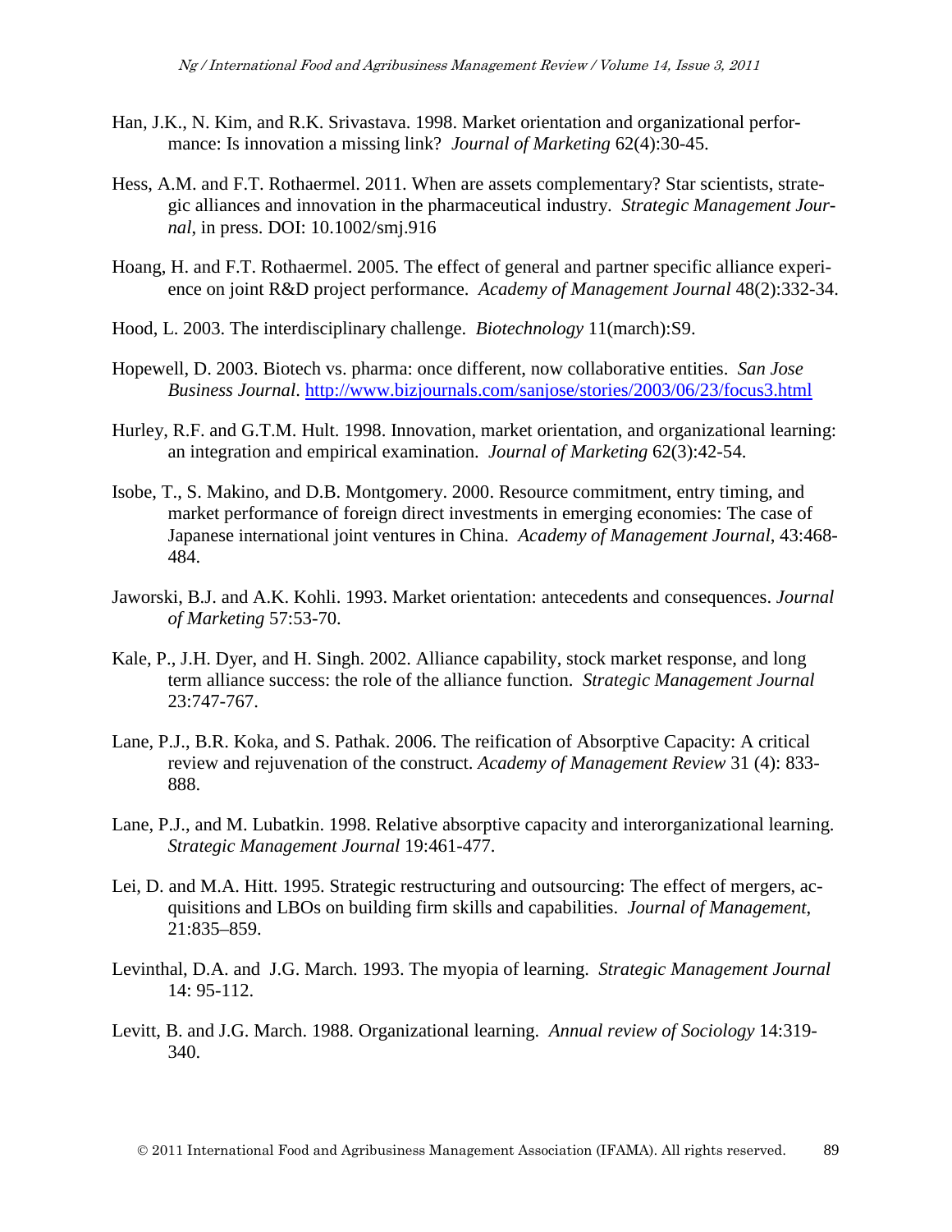Han, J.K., N. Kim, and R.K. Srivastava. 1998. Market orientation and organizational performance: Is innovation a missing link? *Journal of Marketing* 62(4):30-45.

Hess, A.M. and F.T. Rothaermel. 2011. When are assets complementary? Star scientists, strategic alliances and innovation in the pharmaceutical industry. *Strategic Management Journal*, in press. DOI: 10.1002/smj.916

Hoang, H. and F.T. Rothaermel. 2005. The effect of general and partner specific alliance experience on joint R&D project performance. *Academy of Management Journal* 48(2):332-34.

Hood, L. 2003. The interdisciplinary challenge. *Biotechnology* 11(march):S9.

Hopewell, D. 2003. Biotech vs. pharma: once different, now collaborative entities. *San Jose Business Journal*. http://www.bizjournals.com/sanjose/stories/2003/06/23/focus3.html

Hurley, R.F. and G.T.M. Hult. 1998. Innovation, market orientation, and organizational learning: an integration and empirical examination. *Journal of Marketing* 62(3):42-54.

Isobe, T., S. Makino, and D.B. Montgomery. 2000. Resource commitment, entry timing, and market performance of foreign direct investments in emerging economies: The case of Japanese international joint ventures in China. *Academy of Management Journal*, 43:468-484.

Jaworski, B.J. and A.K. Kohli. 1993. Market orientation: antecedents and consequences. *Journal of Marketing* 57:53-70.

Kale, P., J.H. Dyer, and H. Singh. 2002. Alliance capability, stock market response, and long term alliance success: the role of the alliance function. *Strategic Management Journal* 23:747-767.

Lane, P.J., B.R. Koka, and S. Pathak. 2006. The reification of Absorptive Capacity: A critical review and rejuvenation of the construct. *Academy of Management Review* 31 (4): 833-888.

Lane, P.J., and M. Lubatkin. 1998. Relative absorptive capacity and interorganizational learning. *Strategic Management Journal* 19:461-477.

Lei, D. and M.A. Hitt. 1995. Strategic restructuring and outsourcing: The effect of mergers, acquisitions and LBOs on building firm skills and capabilities. *Journal of Management*, 21:835–859.

Levinthal, D.A. and J.G. March. 1993. The myopia of learning. *Strategic Management Journal* 14: 95-112.

Levitt, B. and J.G. March. 1988. Organizational learning. *Annual review of Sociology* 14:319-340.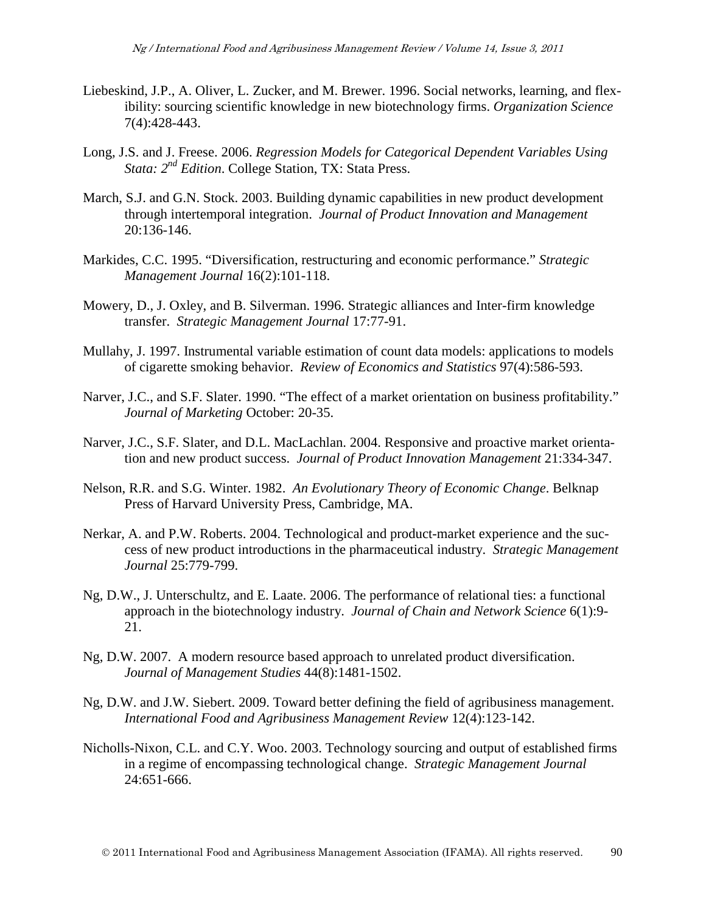Liebeskind, J.P., A. Oliver, L. Zucker, and M. Brewer. 1996. Social networks, learning, and flexibility: sourcing scientific knowledge in new biotechnology firms. *Organization Science* 7(4):428-443.

Long, J.S. and J. Freese. 2006. *Regression Models for Categorical Dependent Variables Using Stata: 2nd Edition*. College Station, TX: Stata Press.

March, S.J. and G.N. Stock. 2003. Building dynamic capabilities in new product development through intertemporal integration. *Journal of Product Innovation and Management* 20:136-146.

Markides, C.C. 1995. "Diversification, restructuring and economic performance." *Strategic Management Journal* 16(2):101-118.

Mowery, D., J. Oxley, and B. Silverman. 1996. Strategic alliances and Inter-firm knowledge transfer. *Strategic Management Journal* 17:77-91.

Mullahy, J. 1997. Instrumental variable estimation of count data models: applications to models of cigarette smoking behavior. *Review of Economics and Statistics* 97(4):586-593.

Narver, J.C., and S.F. Slater. 1990. "The effect of a market orientation on business profitability." *Journal of Marketing* October: 20-35.

Narver, J.C., S.F. Slater, and D.L. MacLachlan. 2004. Responsive and proactive market orientation and new product success. *Journal of Product Innovation Management* 21:334-347.

Nelson, R.R. and S.G. Winter. 1982. *An Evolutionary Theory of Economic Change*. Belknap Press of Harvard University Press, Cambridge, MA.

Nerkar, A. and P.W. Roberts. 2004. Technological and product-market experience and the success of new product introductions in the pharmaceutical industry. *Strategic Management Journal* 25:779-799.

Ng, D.W., J. Unterschultz, and E. Laate. 2006. The performance of relational ties: a functional approach in the biotechnology industry. *Journal of Chain and Network Science* 6(1):9-21.

Ng, D.W. 2007. A modern resource based approach to unrelated product diversification. *Journal of Management Studies* 44(8):1481-1502.

Ng, D.W. and J.W. Siebert. 2009. Toward better defining the field of agribusiness management. *International Food and Agribusiness Management Review* 12(4):123-142.

Nicholls-Nixon, C.L. and C.Y. Woo. 2003. Technology sourcing and output of established firms in a regime of encompassing technological change. *Strategic Management Journal* 24:651-666.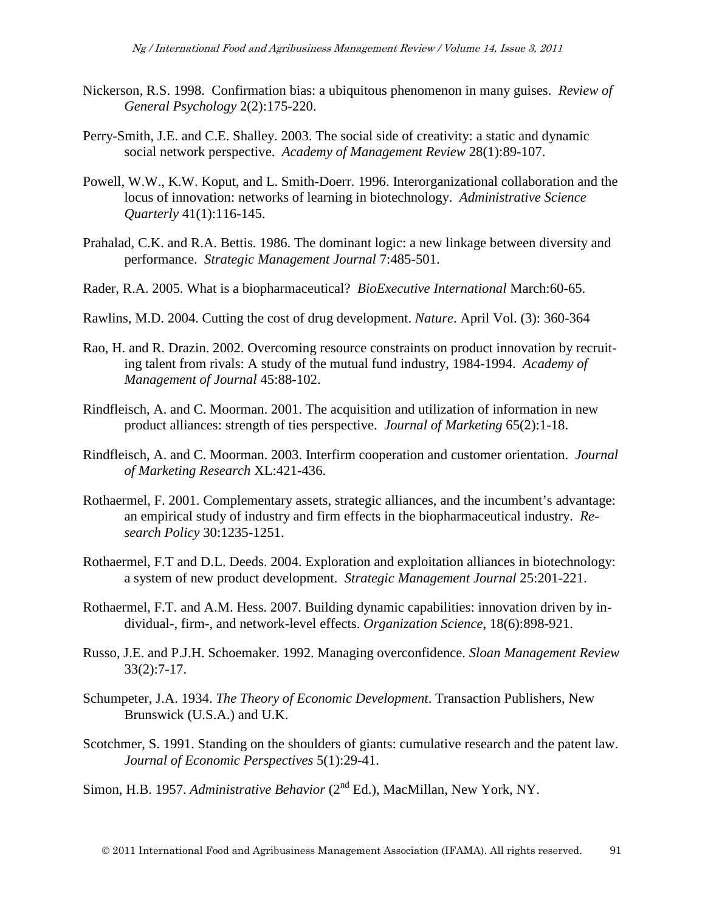Nickerson, R.S. 1998. Confirmation bias: a ubiquitous phenomenon in many guises. *Review of General Psychology* 2(2):175-220.

Perry-Smith, J.E. and C.E. Shalley. 2003. The social side of creativity: a static and dynamic social network perspective. *Academy of Management Review* 28(1):89-107.

Powell, W.W., K.W. Koput, and L. Smith-Doerr. 1996. Interorganizational collaboration and the locus of innovation: networks of learning in biotechnology. *Administrative Science Quarterly* 41(1):116-145.

Prahalad, C.K. and R.A. Bettis. 1986. The dominant logic: a new linkage between diversity and performance. *Strategic Management Journal* 7:485-501.

Rader, R.A. 2005. What is a biopharmaceutical? *BioExecutive International* March:60-65.

Rawlins, M.D. 2004. Cutting the cost of drug development. *Nature*. April Vol. (3): 360-364

Rao, H. and R. Drazin. 2002. Overcoming resource constraints on product innovation by recruiting talent from rivals: A study of the mutual fund industry, 1984-1994. *Academy of Management of Journal* 45:88-102.

Rindfleisch, A. and C. Moorman. 2001. The acquisition and utilization of information in new product alliances: strength of ties perspective. *Journal of Marketing* 65(2):1-18.

Rindfleisch, A. and C. Moorman. 2003. Interfirm cooperation and customer orientation. *Journal of Marketing Research* XL:421-436.

Rothaermel, F. 2001. Complementary assets, strategic alliances, and the incumbent's advantage: an empirical study of industry and firm effects in the biopharmaceutical industry. *Research Policy* 30:1235-1251.

Rothaermel, F.T and D.L. Deeds. 2004. Exploration and exploitation alliances in biotechnology: a system of new product development. *Strategic Management Journal* 25:201-221.

Rothaermel, F.T. and A.M. Hess. 2007. Building dynamic capabilities: innovation driven by individual-, firm-, and network-level effects. *Organization Science*, 18(6):898-921.

Russo, J.E. and P.J.H. Schoemaker. 1992. Managing overconfidence. *Sloan Management Review* 33(2):7-17.

Schumpeter, J.A. 1934. *The Theory of Economic Development*. Transaction Publishers, New Brunswick (U.S.A.) and U.K.

Scotchmer, S. 1991. Standing on the shoulders of giants: cumulative research and the patent law. *Journal of Economic Perspectives* 5(1):29-41.

Simon, H.B. 1957. *Administrative Behavior* (2nd Ed.), MacMillan, New York, NY.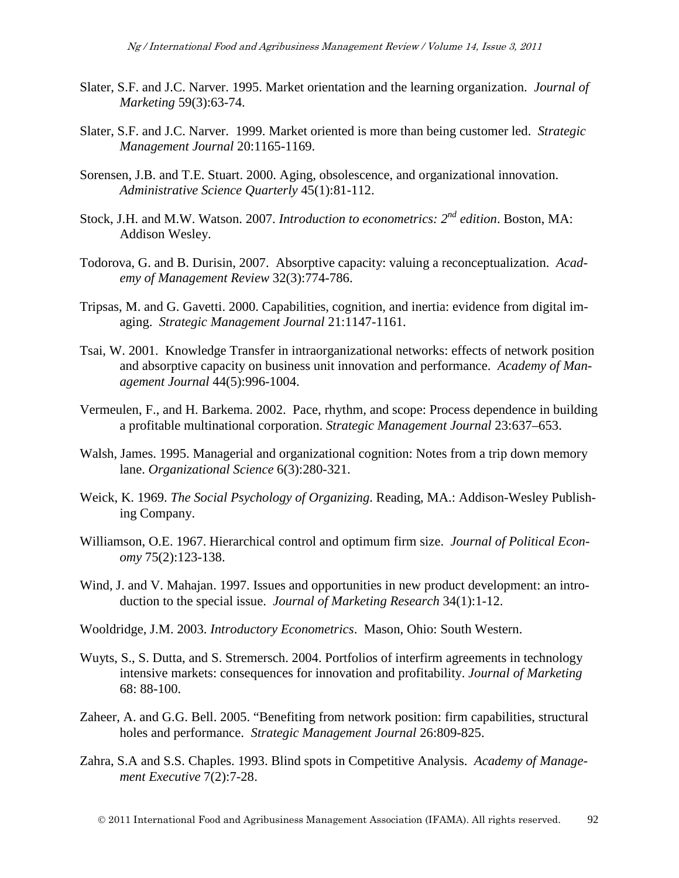Slater, S.F. and J.C. Narver. 1995. Market orientation and the learning organization. *Journal of Marketing* 59(3):63-74.

Slater, S.F. and J.C. Narver. 1999. Market oriented is more than being customer led. *Strategic Management Journal* 20:1165-1169.

Sorensen, J.B. and T.E. Stuart. 2000. Aging, obsolescence, and organizational innovation. *Administrative Science Quarterly* 45(1):81-112.

Stock, J.H. and M.W. Watson. 2007. *Introduction to econometrics: 2nd edition*. Boston, MA: Addison Wesley.

Todorova, G. and B. Durisin, 2007. Absorptive capacity: valuing a reconceptualization. *Academy of Management Review* 32(3):774-786.

Tripsas, M. and G. Gavetti. 2000. Capabilities, cognition, and inertia: evidence from digital imaging. *Strategic Management Journal* 21:1147-1161.

Tsai, W. 2001. Knowledge Transfer in intraorganizational networks: effects of network position and absorptive capacity on business unit innovation and performance. *Academy of Management Journal* 44(5):996-1004.

Vermeulen, F., and H. Barkema. 2002. Pace, rhythm, and scope: Process dependence in building a profitable multinational corporation. *Strategic Management Journal* 23:637–653.

Walsh, James. 1995. Managerial and organizational cognition: Notes from a trip down memory lane. *Organizational Science* 6(3):280-321.

Weick, K. 1969. *The Social Psychology of Organizing*. Reading, MA.: Addison-Wesley Publishing Company.

Williamson, O.E. 1967. Hierarchical control and optimum firm size. *Journal of Political Economy* 75(2):123-138.

Wind, J. and V. Mahajan. 1997. Issues and opportunities in new product development: an introduction to the special issue. *Journal of Marketing Research* 34(1):1-12.

Wooldridge, J.M. 2003. *Introductory Econometrics*. Mason, Ohio: South Western.

Wuyts, S., S. Dutta, and S. Stremersch. 2004. Portfolios of interfirm agreements in technology intensive markets: consequences for innovation and profitability. *Journal of Marketing* 68: 88-100.

Zaheer, A. and G.G. Bell. 2005. "Benefiting from network position: firm capabilities, structural holes and performance. *Strategic Management Journal* 26:809-825.

Zahra, S.A and S.S. Chaples. 1993. Blind spots in Competitive Analysis. *Academy of Management Executive* 7(2):7-28.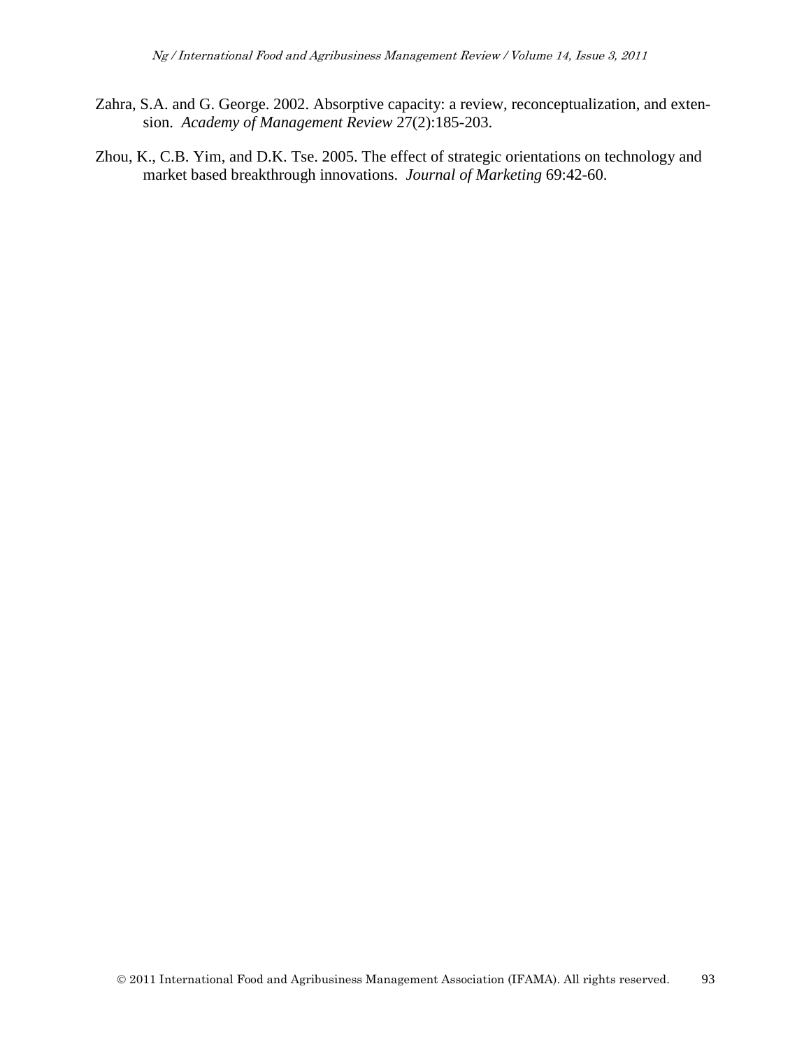Zahra, S.A. and G. George. 2002. Absorptive capacity: a review, reconceptualization, and extension. *Academy of Management Review* 27(2):185-203.

Zhou, K., C.B. Yim, and D.K. Tse. 2005. The effect of strategic orientations on technology and market based breakthrough innovations. *Journal of Marketing* 69:42-60.